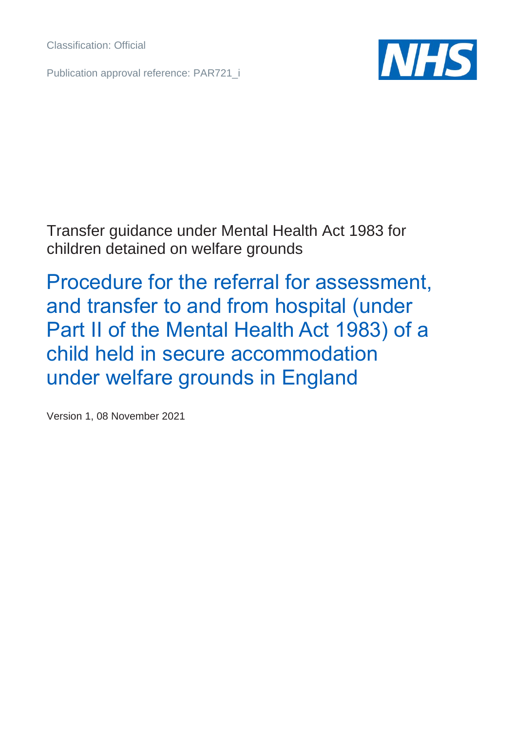Classification: Official

Publication approval reference: PAR721_i

Transfer guidance under Mental Health Act 1983 for children detained on welfare grounds

# Procedure for the referral for assessment, and transfer to and from hospital (under Part II of the Mental Health Act 1983) of a child held in secure accommodation under welfare grounds in England

Version 1, 08 November 2021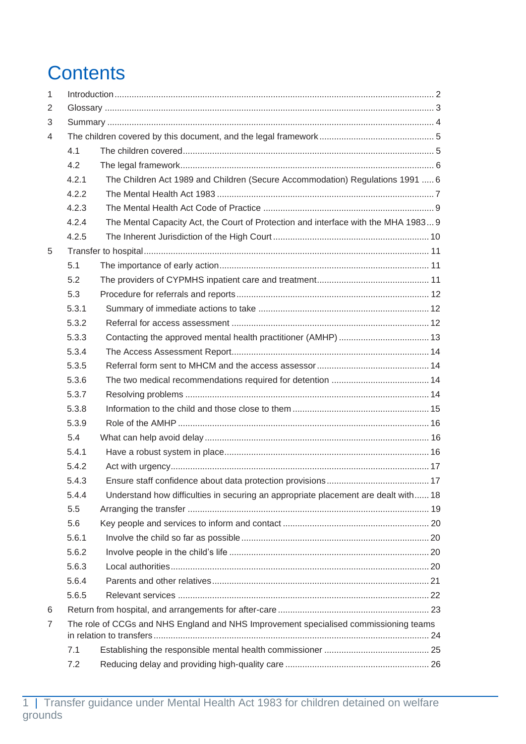# Contents

1 Introduction ..... 2

2 Glossary ..... 3

3 Summary ..... 4

4 The children covered by this document, and the legal framework ..... 5

- 4.1 The children covered ..... 5
- 4.2 The legal framework ..... 6
  - 4.2.1 The Children Act 1989 and Children (Secure Accommodation) Regulations 1991 ..... 6
  - 4.2.2 The Mental Health Act 1983 ..... 7
  - 4.2.3 The Mental Health Act Code of Practice ..... 9
  - 4.2.4 The Mental Capacity Act, the Court of Protection and interface with the MHA 1983 ..... 9
  - 4.2.5 The Inherent Jurisdiction of the High Court ..... 10

5 Transfer to hospital ..... 11

- 5.1 The importance of early action ..... 11
- 5.2 The providers of CYPMHS inpatient care and treatment ..... 11
- 5.3 Procedure for referrals and reports ..... 12
  - 5.3.1 Summary of immediate actions to take ..... 12
  - 5.3.2 Referral for access assessment ..... 12
  - 5.3.3 Contacting the approved mental health practitioner (AMHP) ..... 13
  - 5.3.4 The Access Assessment Report ..... 14
  - 5.3.5 Referral form sent to MHCM and the access assessor ..... 14
  - 5.3.6 The two medical recommendations required for detention ..... 14
  - 5.3.7 Resolving problems ..... 14
  - 5.3.8 Information to the child and those close to them ..... 15
  - 5.3.9 Role of the AMHP ..... 16
- 5.4 What can help avoid delay ..... 16
  - 5.4.1 Have a robust system in place ..... 16
  - 5.4.2 Act with urgency ..... 17
  - 5.4.3 Ensure staff confidence about data protection provisions ..... 17
  - 5.4.4 Understand how difficulties in securing an appropriate placement are dealt with ..... 18
- 5.5 Arranging the transfer ..... 19
- 5.6 Key people and services to inform and contact ..... 20
  - 5.6.1 Involve the child so far as possible ..... 20
  - 5.6.2 Involve people in the child's life ..... 20
  - 5.6.3 Local authorities ..... 20
  - 5.6.4 Parents and other relatives ..... 21
  - 5.6.5 Relevant services ..... 22

6 Return from hospital, and arrangements for after-care ..... 23

7 The role of CCGs and NHS England and NHS Improvement specialised commissioning teams in relation to transfers ..... 24

- 7.1 Establishing the responsible mental health commissioner ..... 25
- 7.2 Reducing delay and providing high-quality care ..... 26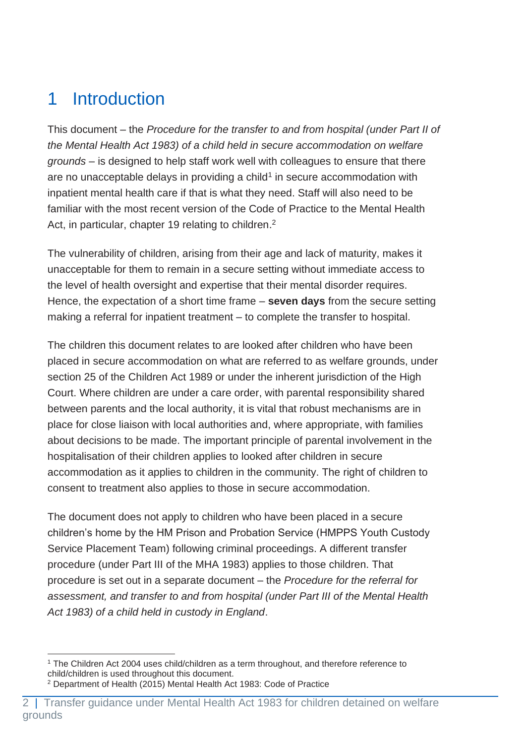# 1 Introduction

This document – the *Procedure for the transfer to and from hospital (under Part II of the Mental Health Act 1983) of a child held in secure accommodation on welfare grounds* – is designed to help staff work well with colleagues to ensure that there are no unacceptable delays in providing a child[1] in secure accommodation with inpatient mental health care if that is what they need. Staff will also need to be familiar with the most recent version of the Code of Practice to the Mental Health Act, in particular, chapter 19 relating to children.[2]

The vulnerability of children, arising from their age and lack of maturity, makes it unacceptable for them to remain in a secure setting without immediate access to the level of health oversight and expertise that their mental disorder requires. Hence, the expectation of a short time frame – **seven days** from the secure setting making a referral for inpatient treatment – to complete the transfer to hospital.

The children this document relates to are looked after children who have been placed in secure accommodation on what are referred to as welfare grounds, under section 25 of the Children Act 1989 or under the inherent jurisdiction of the High Court. Where children are under a care order, with parental responsibility shared between parents and the local authority, it is vital that robust mechanisms are in place for close liaison with local authorities and, where appropriate, with families about decisions to be made. The important principle of parental involvement in the hospitalisation of their children applies to looked after children in secure accommodation as it applies to children in the community. The right of children to consent to treatment also applies to those in secure accommodation.

The document does not apply to children who have been placed in a secure children's home by the HM Prison and Probation Service (HMPPS Youth Custody Service Placement Team) following criminal proceedings. A different transfer procedure (under Part III of the MHA 1983) applies to those children. That procedure is set out in a separate document – the *Procedure for the referral for assessment, and transfer to and from hospital (under Part III of the Mental Health Act 1983) of a child held in custody in England*.

[1] The Children Act 2004 uses child/children as a term throughout, and therefore reference to child/children is used throughout this document.

[2] Department of Health (2015) Mental Health Act 1983: Code of Practice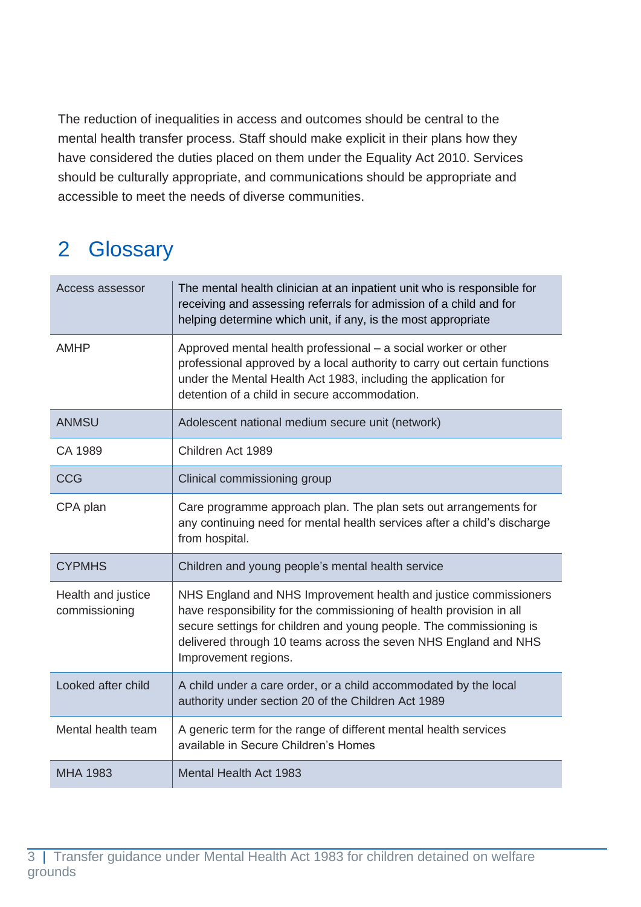The reduction of inequalities in access and outcomes should be central to the mental health transfer process. Staff should make explicit in their plans how they have considered the duties placed on them under the Equality Act 2010. Services should be culturally appropriate, and communications should be appropriate and accessible to meet the needs of diverse communities.

## 2 Glossary

| | |
|---|---|
| Access assessor | The mental health clinician at an inpatient unit who is responsible for receiving and assessing referrals for admission of a child and for helping determine which unit, if any, is the most appropriate |
| AMHP | Approved mental health professional – a social worker or other professional approved by a local authority to carry out certain functions under the Mental Health Act 1983, including the application for detention of a child in secure accommodation. |
| ANMSU | Adolescent national medium secure unit (network) |
| CA 1989 | Children Act 1989 |
| CCG | Clinical commissioning group |
| CPA plan | Care programme approach plan. The plan sets out arrangements for any continuing need for mental health services after a child's discharge from hospital. |
| CYPMHS | Children and young people's mental health service |
| Health and justice commissioning | NHS England and NHS Improvement health and justice commissioners have responsibility for the commissioning of health provision in all secure settings for children and young people. The commissioning is delivered through 10 teams across the seven NHS England and NHS Improvement regions. |
| Looked after child | A child under a care order, or a child accommodated by the local authority under section 20 of the Children Act 1989 |
| Mental health team | A generic term for the range of different mental health services available in Secure Children's Homes |
| MHA 1983 | Mental Health Act 1983 |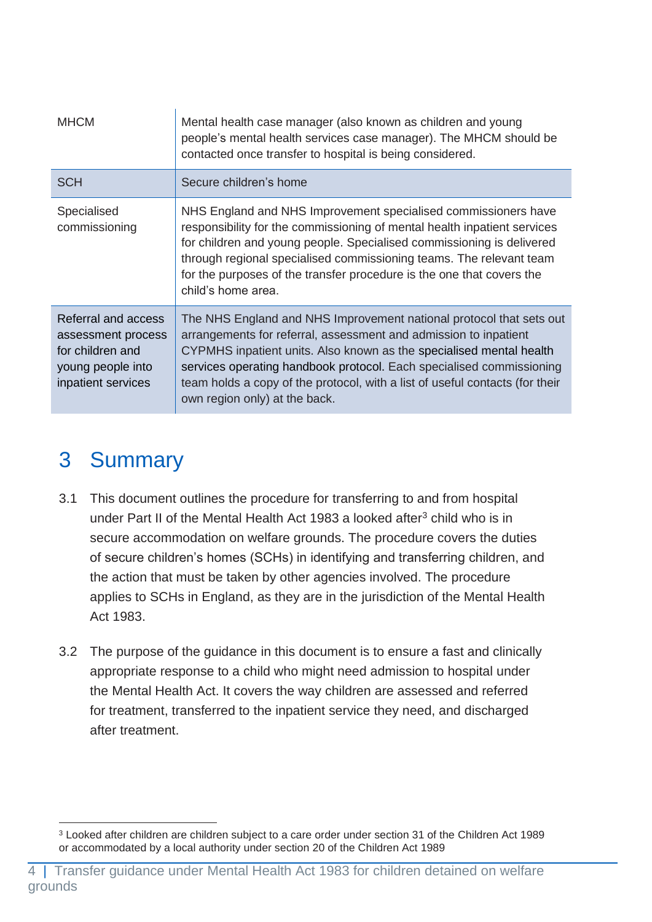| | |
|---|---|
| MHCM | Mental health case manager (also known as children and young people's mental health services case manager). The MHCM should be contacted once transfer to hospital is being considered. |
| SCH | Secure children's home |
| Specialised commissioning | NHS England and NHS Improvement specialised commissioners have responsibility for the commissioning of mental health inpatient services for children and young people. Specialised commissioning is delivered through regional specialised commissioning teams. The relevant team for the purposes of the transfer procedure is the one that covers the child's home area. |
| Referral and access assessment process for children and young people into inpatient services | The NHS England and NHS Improvement national protocol that sets out arrangements for referral, assessment and admission to inpatient CYPMHS inpatient units. Also known as the specialised mental health services operating handbook protocol. Each specialised commissioning team holds a copy of the protocol, with a list of useful contacts (for their own region only) at the back. |

# 3 Summary

3.1 This document outlines the procedure for transferring to and from hospital under Part II of the Mental Health Act 1983 a looked after[3] child who is in secure accommodation on welfare grounds. The procedure covers the duties of secure children's homes (SCHs) in identifying and transferring children, and the action that must be taken by other agencies involved. The procedure applies to SCHs in England, as they are in the jurisdiction of the Mental Health Act 1983.

3.2 The purpose of the guidance in this document is to ensure a fast and clinically appropriate response to a child who might need admission to hospital under the Mental Health Act. It covers the way children are assessed and referred for treatment, transferred to the inpatient service they need, and discharged after treatment.

[3] Looked after children are children subject to a care order under section 31 of the Children Act 1989 or accommodated by a local authority under section 20 of the Children Act 1989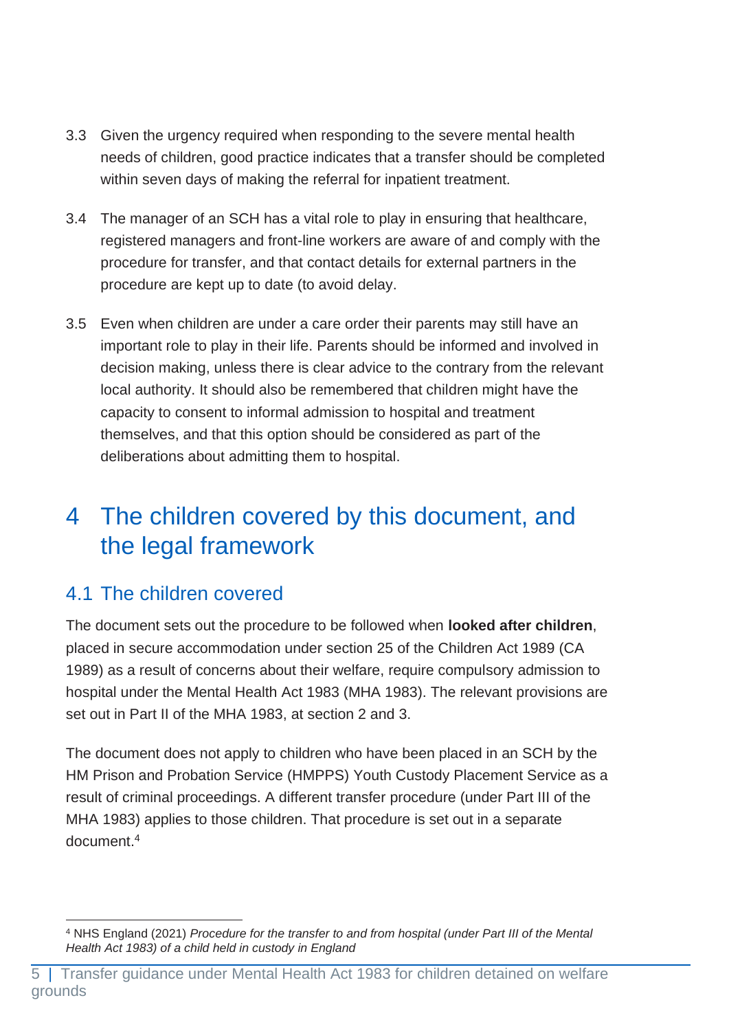3.3 Given the urgency required when responding to the severe mental health needs of children, good practice indicates that a transfer should be completed within seven days of making the referral for inpatient treatment.

3.4 The manager of an SCH has a vital role to play in ensuring that healthcare, registered managers and front-line workers are aware of and comply with the procedure for transfer, and that contact details for external partners in the procedure are kept up to date (to avoid delay.

3.5 Even when children are under a care order their parents may still have an important role to play in their life. Parents should be informed and involved in decision making, unless there is clear advice to the contrary from the relevant local authority. It should also be remembered that children might have the capacity to consent to informal admission to hospital and treatment themselves, and that this option should be considered as part of the deliberations about admitting them to hospital.

# 4 The children covered by this document, and the legal framework

## 4.1 The children covered

The document sets out the procedure to be followed when **looked after children**, placed in secure accommodation under section 25 of the Children Act 1989 (CA 1989) as a result of concerns about their welfare, require compulsory admission to hospital under the Mental Health Act 1983 (MHA 1983). The relevant provisions are set out in Part II of the MHA 1983, at section 2 and 3.

The document does not apply to children who have been placed in an SCH by the HM Prison and Probation Service (HMPPS) Youth Custody Placement Service as a result of criminal proceedings. A different transfer procedure (under Part III of the MHA 1983) applies to those children. That procedure is set out in a separate document.[4]

[4] NHS England (2021) *Procedure for the transfer to and from hospital (under Part III of the Mental Health Act 1983) of a child held in custody in England*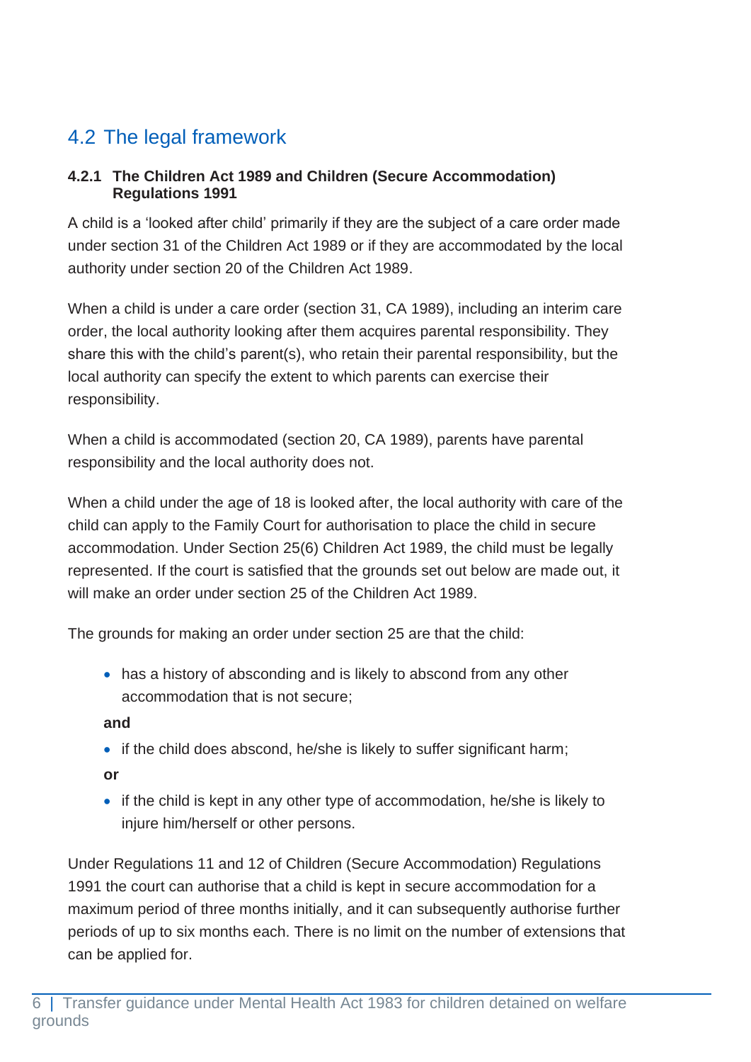## 4.2 The legal framework

### 4.2.1 The Children Act 1989 and Children (Secure Accommodation) Regulations 1991

A child is a 'looked after child' primarily if they are the subject of a care order made under section 31 of the Children Act 1989 or if they are accommodated by the local authority under section 20 of the Children Act 1989.

When a child is under a care order (section 31, CA 1989), including an interim care order, the local authority looking after them acquires parental responsibility. They share this with the child's parent(s), who retain their parental responsibility, but the local authority can specify the extent to which parents can exercise their responsibility.

When a child is accommodated (section 20, CA 1989), parents have parental responsibility and the local authority does not.

When a child under the age of 18 is looked after, the local authority with care of the child can apply to the Family Court for authorisation to place the child in secure accommodation. Under Section 25(6) Children Act 1989, the child must be legally represented. If the court is satisfied that the grounds set out below are made out, it will make an order under section 25 of the Children Act 1989.

The grounds for making an order under section 25 are that the child:

- has a history of absconding and is likely to abscond from any other accommodation that is not secure;

**and**

- if the child does abscond, he/she is likely to suffer significant harm;

**or**

- if the child is kept in any other type of accommodation, he/she is likely to injure him/herself or other persons.

Under Regulations 11 and 12 of Children (Secure Accommodation) Regulations 1991 the court can authorise that a child is kept in secure accommodation for a maximum period of three months initially, and it can subsequently authorise further periods of up to six months each. There is no limit on the number of extensions that can be applied for.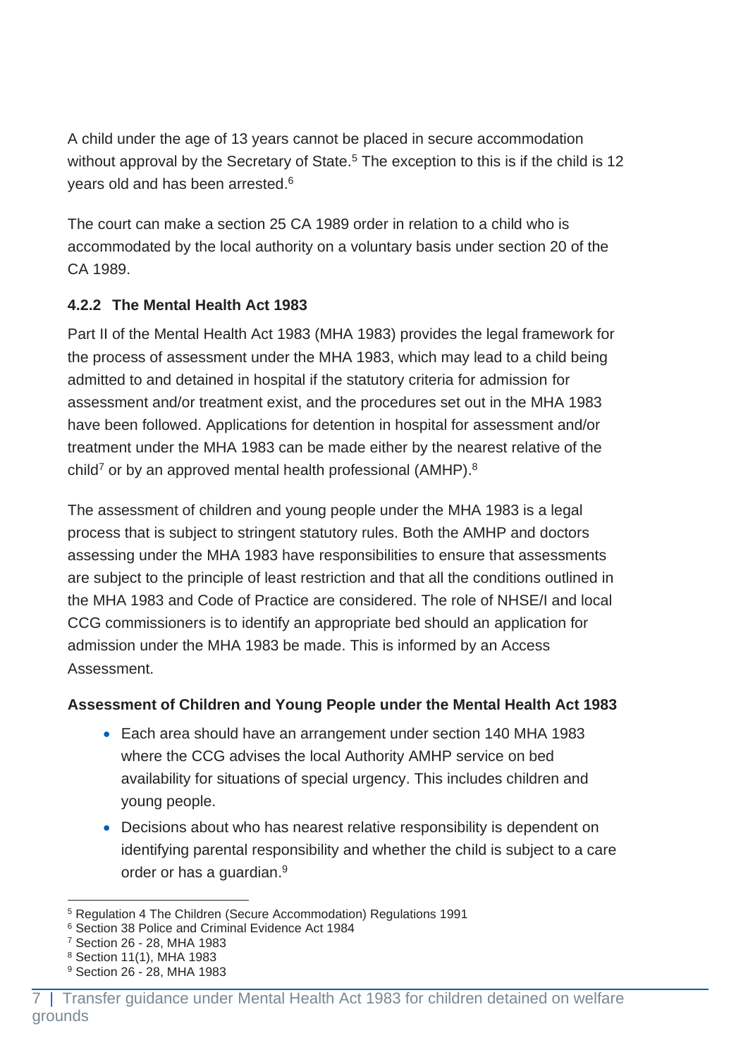A child under the age of 13 years cannot be placed in secure accommodation without approval by the Secretary of State.[5] The exception to this is if the child is 12 years old and has been arrested.[6]

The court can make a section 25 CA 1989 order in relation to a child who is accommodated by the local authority on a voluntary basis under section 20 of the CA 1989.

#### 4.2.2 The Mental Health Act 1983

Part II of the Mental Health Act 1983 (MHA 1983) provides the legal framework for the process of assessment under the MHA 1983, which may lead to a child being admitted to and detained in hospital if the statutory criteria for admission for assessment and/or treatment exist, and the procedures set out in the MHA 1983 have been followed. Applications for detention in hospital for assessment and/or treatment under the MHA 1983 can be made either by the nearest relative of the child[7] or by an approved mental health professional (AMHP).[8]

The assessment of children and young people under the MHA 1983 is a legal process that is subject to stringent statutory rules. Both the AMHP and doctors assessing under the MHA 1983 have responsibilities to ensure that assessments are subject to the principle of least restriction and that all the conditions outlined in the MHA 1983 and Code of Practice are considered. The role of NHSE/I and local CCG commissioners is to identify an appropriate bed should an application for admission under the MHA 1983 be made. This is informed by an Access Assessment.

**Assessment of Children and Young People under the Mental Health Act 1983**

- Each area should have an arrangement under section 140 MHA 1983 where the CCG advises the local Authority AMHP service on bed availability for situations of special urgency. This includes children and young people.
- Decisions about who has nearest relative responsibility is dependent on identifying parental responsibility and whether the child is subject to a care order or has a guardian.[9]

---

[5] Regulation 4 The Children (Secure Accommodation) Regulations 1991

[6] Section 38 Police and Criminal Evidence Act 1984

[7] Section 26 - 28, MHA 1983

[8] Section 11(1), MHA 1983

[9] Section 26 - 28, MHA 1983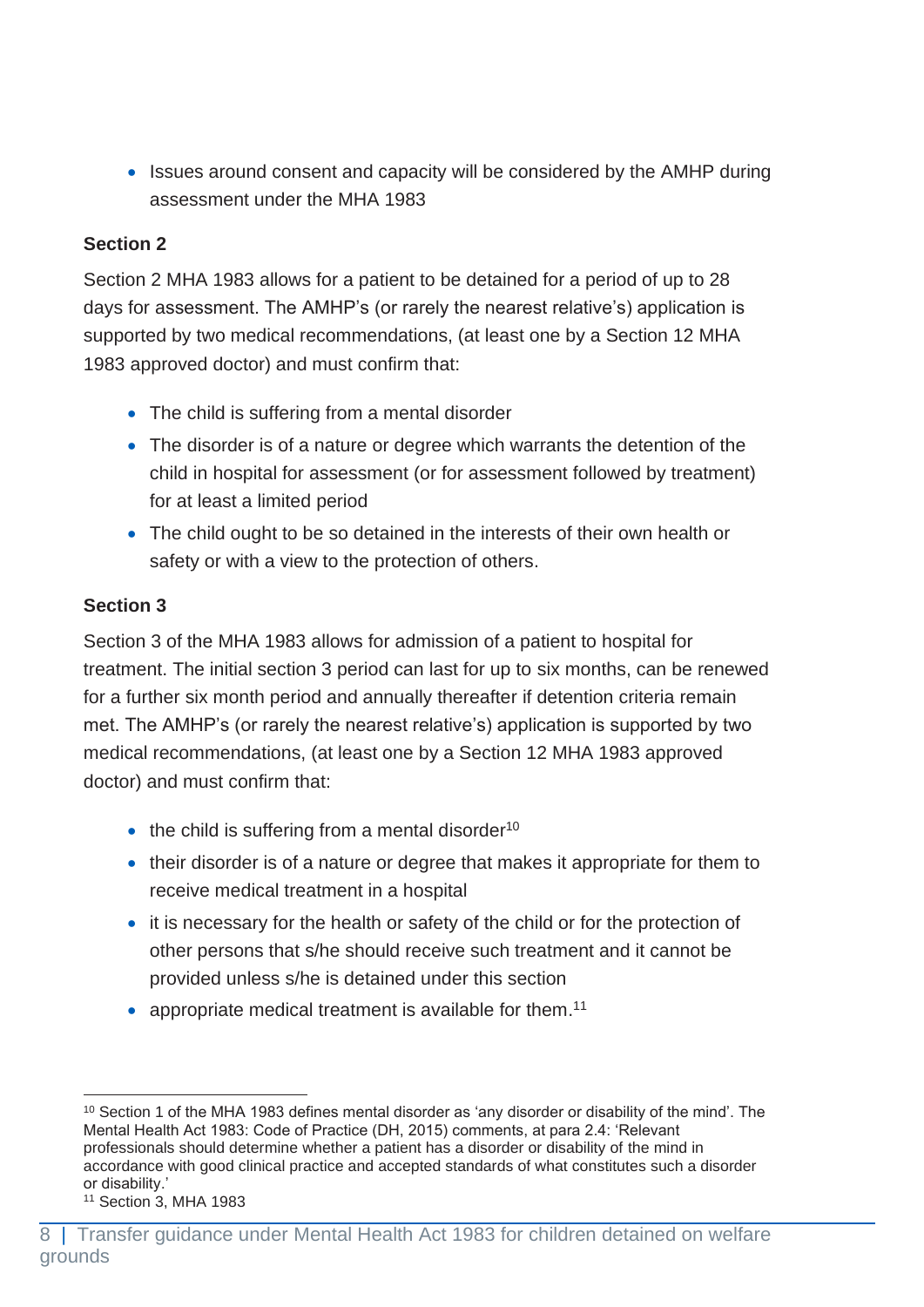- Issues around consent and capacity will be considered by the AMHP during assessment under the MHA 1983

**Section 2**

Section 2 MHA 1983 allows for a patient to be detained for a period of up to 28 days for assessment. The AMHP's (or rarely the nearest relative's) application is supported by two medical recommendations, (at least one by a Section 12 MHA 1983 approved doctor) and must confirm that:

- The child is suffering from a mental disorder
- The disorder is of a nature or degree which warrants the detention of the child in hospital for assessment (or for assessment followed by treatment) for at least a limited period
- The child ought to be so detained in the interests of their own health or safety or with a view to the protection of others.

**Section 3**

Section 3 of the MHA 1983 allows for admission of a patient to hospital for treatment. The initial section 3 period can last for up to six months, can be renewed for a further six month period and annually thereafter if detention criteria remain met. The AMHP's (or rarely the nearest relative's) application is supported by two medical recommendations, (at least one by a Section 12 MHA 1983 approved doctor) and must confirm that:

- the child is suffering from a mental disorder[10]
- their disorder is of a nature or degree that makes it appropriate for them to receive medical treatment in a hospital
- it is necessary for the health or safety of the child or for the protection of other persons that s/he should receive such treatment and it cannot be provided unless s/he is detained under this section
- appropriate medical treatment is available for them.[11]

---

[10] Section 1 of the MHA 1983 defines mental disorder as 'any disorder or disability of the mind'. The Mental Health Act 1983: Code of Practice (DH, 2015) comments, at para 2.4: 'Relevant professionals should determine whether a patient has a disorder or disability of the mind in accordance with good clinical practice and accepted standards of what constitutes such a disorder or disability.'

[11] Section 3, MHA 1983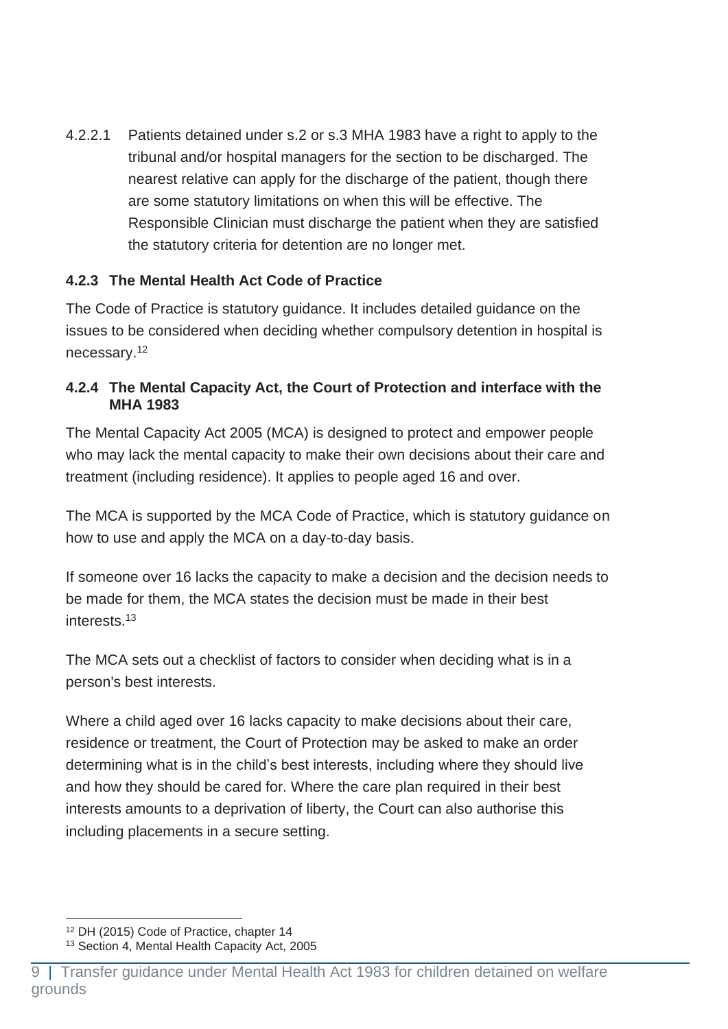4.2.2.1 Patients detained under s.2 or s.3 MHA 1983 have a right to apply to the tribunal and/or hospital managers for the section to be discharged. The nearest relative can apply for the discharge of the patient, though there are some statutory limitations on when this will be effective. The Responsible Clinician must discharge the patient when they are satisfied the statutory criteria for detention are no longer met.

#### 4.2.3 The Mental Health Act Code of Practice

The Code of Practice is statutory guidance. It includes detailed guidance on the issues to be considered when deciding whether compulsory detention in hospital is necessary.[12]

#### 4.2.4 The Mental Capacity Act, the Court of Protection and interface with the MHA 1983

The Mental Capacity Act 2005 (MCA) is designed to protect and empower people who may lack the mental capacity to make their own decisions about their care and treatment (including residence). It applies to people aged 16 and over.

The MCA is supported by the MCA Code of Practice, which is statutory guidance on how to use and apply the MCA on a day-to-day basis.

If someone over 16 lacks the capacity to make a decision and the decision needs to be made for them, the MCA states the decision must be made in their best interests.[13]

The MCA sets out a checklist of factors to consider when deciding what is in a person's best interests.

Where a child aged over 16 lacks capacity to make decisions about their care, residence or treatment, the Court of Protection may be asked to make an order determining what is in the child's best interests, including where they should live and how they should be cared for. Where the care plan required in their best interests amounts to a deprivation of liberty, the Court can also authorise this including placements in a secure setting.

---

[12] DH (2015) Code of Practice, chapter 14

[13] Section 4, Mental Health Capacity Act, 2005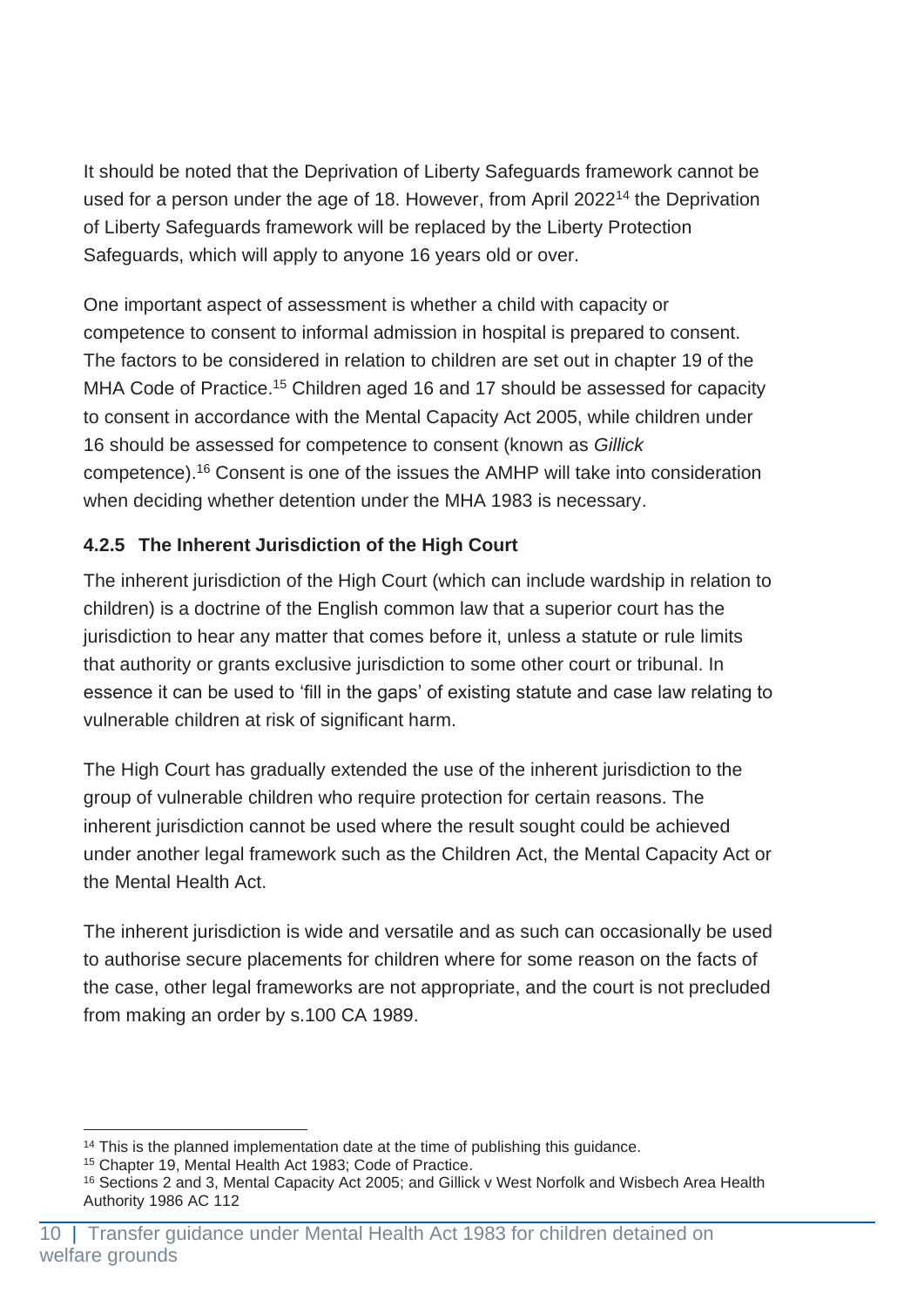It should be noted that the Deprivation of Liberty Safeguards framework cannot be used for a person under the age of 18. However, from April 2022[14] the Deprivation of Liberty Safeguards framework will be replaced by the Liberty Protection Safeguards, which will apply to anyone 16 years old or over.

One important aspect of assessment is whether a child with capacity or competence to consent to informal admission in hospital is prepared to consent. The factors to be considered in relation to children are set out in chapter 19 of the MHA Code of Practice.[15] Children aged 16 and 17 should be assessed for capacity to consent in accordance with the Mental Capacity Act 2005, while children under 16 should be assessed for competence to consent (known as *Gillick* competence).[16] Consent is one of the issues the AMHP will take into consideration when deciding whether detention under the MHA 1983 is necessary.

#### 4.2.5 The Inherent Jurisdiction of the High Court

The inherent jurisdiction of the High Court (which can include wardship in relation to children) is a doctrine of the English common law that a superior court has the jurisdiction to hear any matter that comes before it, unless a statute or rule limits that authority or grants exclusive jurisdiction to some other court or tribunal. In essence it can be used to 'fill in the gaps' of existing statute and case law relating to vulnerable children at risk of significant harm.

The High Court has gradually extended the use of the inherent jurisdiction to the group of vulnerable children who require protection for certain reasons. The inherent jurisdiction cannot be used where the result sought could be achieved under another legal framework such as the Children Act, the Mental Capacity Act or the Mental Health Act.

The inherent jurisdiction is wide and versatile and as such can occasionally be used to authorise secure placements for children where for some reason on the facts of the case, other legal frameworks are not appropriate, and the court is not precluded from making an order by s.100 CA 1989.

---

[14] This is the planned implementation date at the time of publishing this guidance.

[15] Chapter 19, Mental Health Act 1983; Code of Practice.

[16] Sections 2 and 3, Mental Capacity Act 2005; and Gillick v West Norfolk and Wisbech Area Health Authority 1986 AC 112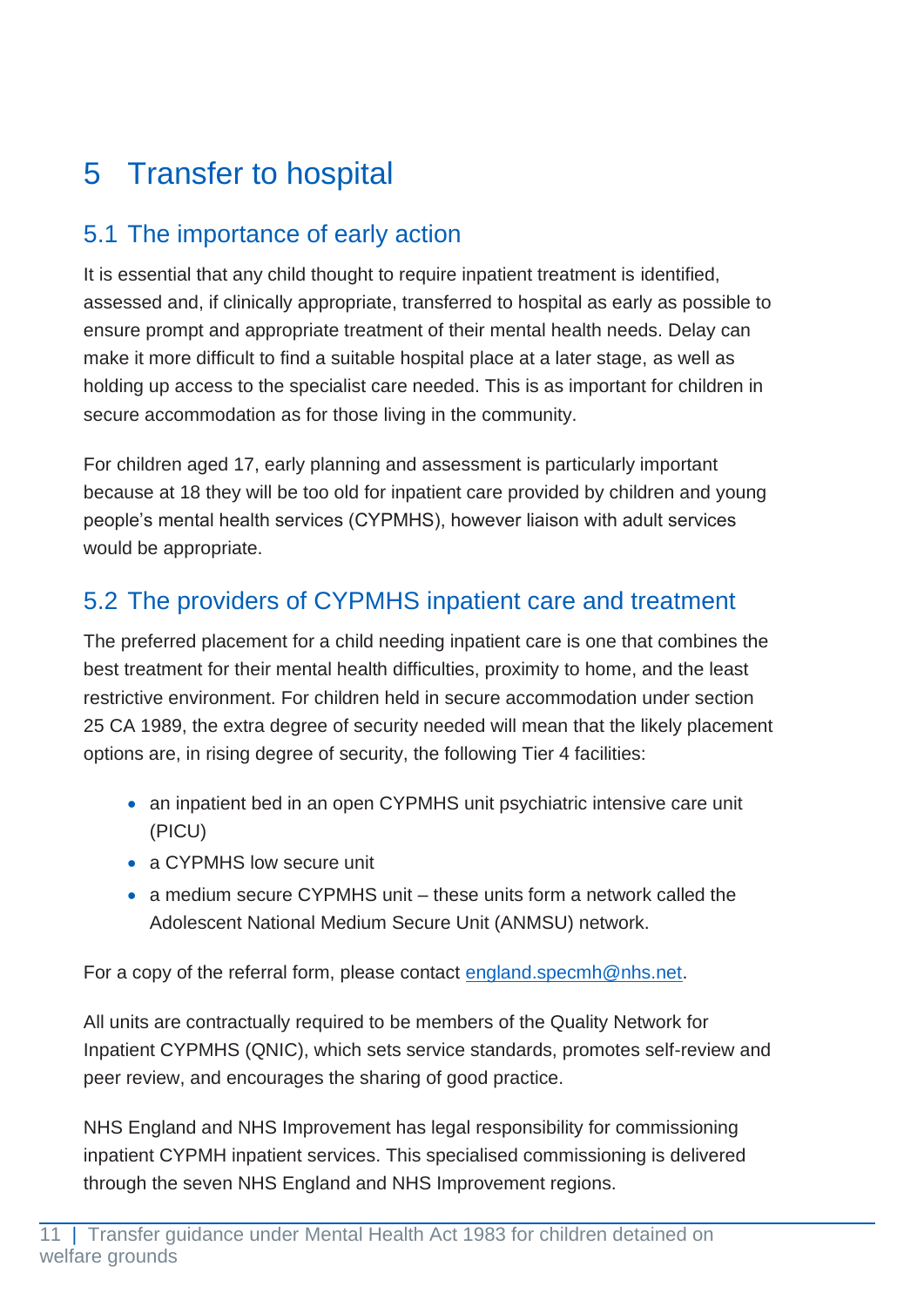# 5 Transfer to hospital

## 5.1 The importance of early action

It is essential that any child thought to require inpatient treatment is identified, assessed and, if clinically appropriate, transferred to hospital as early as possible to ensure prompt and appropriate treatment of their mental health needs. Delay can make it more difficult to find a suitable hospital place at a later stage, as well as holding up access to the specialist care needed. This is as important for children in secure accommodation as for those living in the community.

For children aged 17, early planning and assessment is particularly important because at 18 they will be too old for inpatient care provided by children and young people's mental health services (CYPMHS), however liaison with adult services would be appropriate.

## 5.2 The providers of CYPMHS inpatient care and treatment

The preferred placement for a child needing inpatient care is one that combines the best treatment for their mental health difficulties, proximity to home, and the least restrictive environment. For children held in secure accommodation under section 25 CA 1989, the extra degree of security needed will mean that the likely placement options are, in rising degree of security, the following Tier 4 facilities:

- an inpatient bed in an open CYPMHS unit psychiatric intensive care unit (PICU)
- a CYPMHS low secure unit
- a medium secure CYPMHS unit – these units form a network called the Adolescent National Medium Secure Unit (ANMSU) network.

For a copy of the referral form, please contact england.specmh@nhs.net.

All units are contractually required to be members of the Quality Network for Inpatient CYPMHS (QNIC), which sets service standards, promotes self-review and peer review, and encourages the sharing of good practice.

NHS England and NHS Improvement has legal responsibility for commissioning inpatient CYPMH inpatient services. This specialised commissioning is delivered through the seven NHS England and NHS Improvement regions.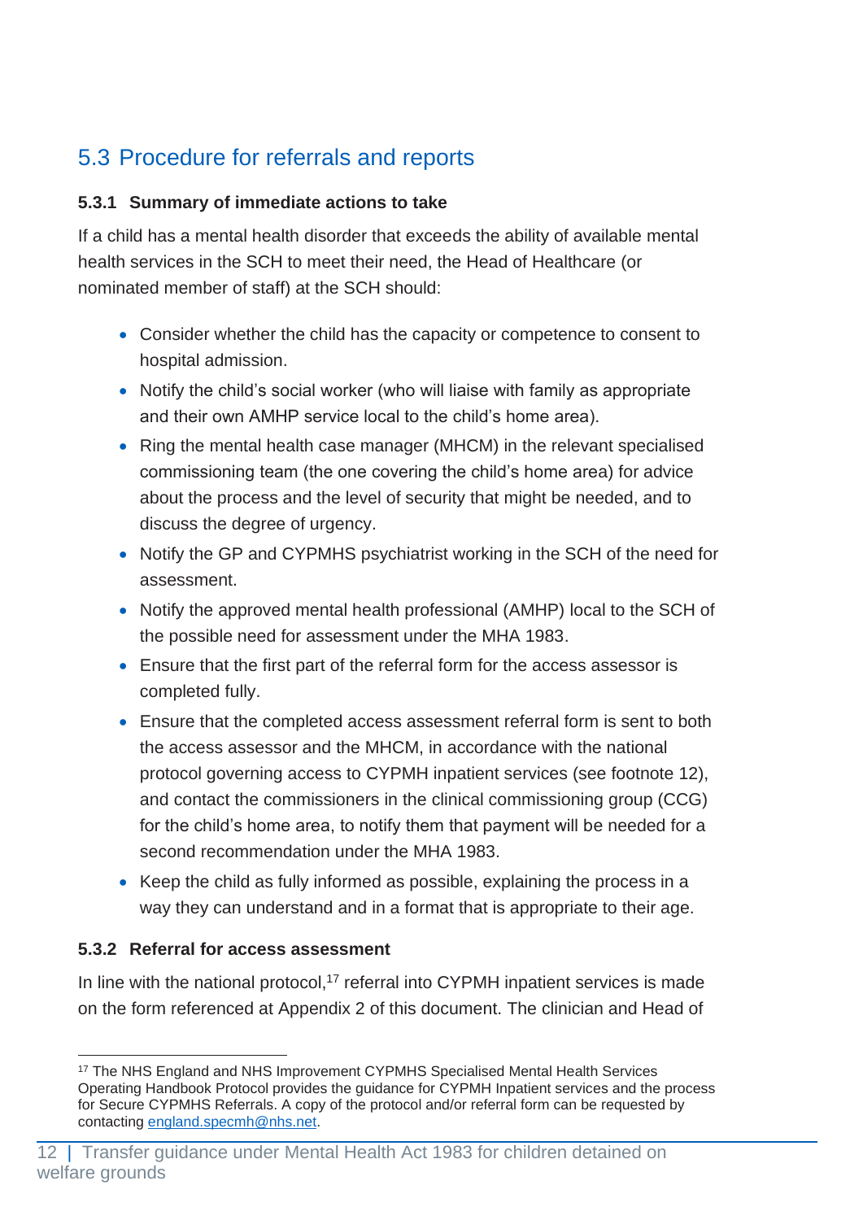## 5.3 Procedure for referrals and reports

### 5.3.1 Summary of immediate actions to take

If a child has a mental health disorder that exceeds the ability of available mental health services in the SCH to meet their need, the Head of Healthcare (or nominated member of staff) at the SCH should:

- Consider whether the child has the capacity or competence to consent to hospital admission.
- Notify the child's social worker (who will liaise with family as appropriate and their own AMHP service local to the child's home area).
- Ring the mental health case manager (MHCM) in the relevant specialised commissioning team (the one covering the child's home area) for advice about the process and the level of security that might be needed, and to discuss the degree of urgency.
- Notify the GP and CYPMHS psychiatrist working in the SCH of the need for assessment.
- Notify the approved mental health professional (AMHP) local to the SCH of the possible need for assessment under the MHA 1983.
- Ensure that the first part of the referral form for the access assessor is completed fully.
- Ensure that the completed access assessment referral form is sent to both the access assessor and the MHCM, in accordance with the national protocol governing access to CYPMH inpatient services (see footnote 12), and contact the commissioners in the clinical commissioning group (CCG) for the child's home area, to notify them that payment will be needed for a second recommendation under the MHA 1983.
- Keep the child as fully informed as possible, explaining the process in a way they can understand and in a format that is appropriate to their age.

### 5.3.2 Referral for access assessment

In line with the national protocol,[17] referral into CYPMH inpatient services is made on the form referenced at Appendix 2 of this document. The clinician and Head of

[17] The NHS England and NHS Improvement CYPMHS Specialised Mental Health Services Operating Handbook Protocol provides the guidance for CYPMH Inpatient services and the process for Secure CYPMHS Referrals. A copy of the protocol and/or referral form can be requested by contacting england.specmh@nhs.net.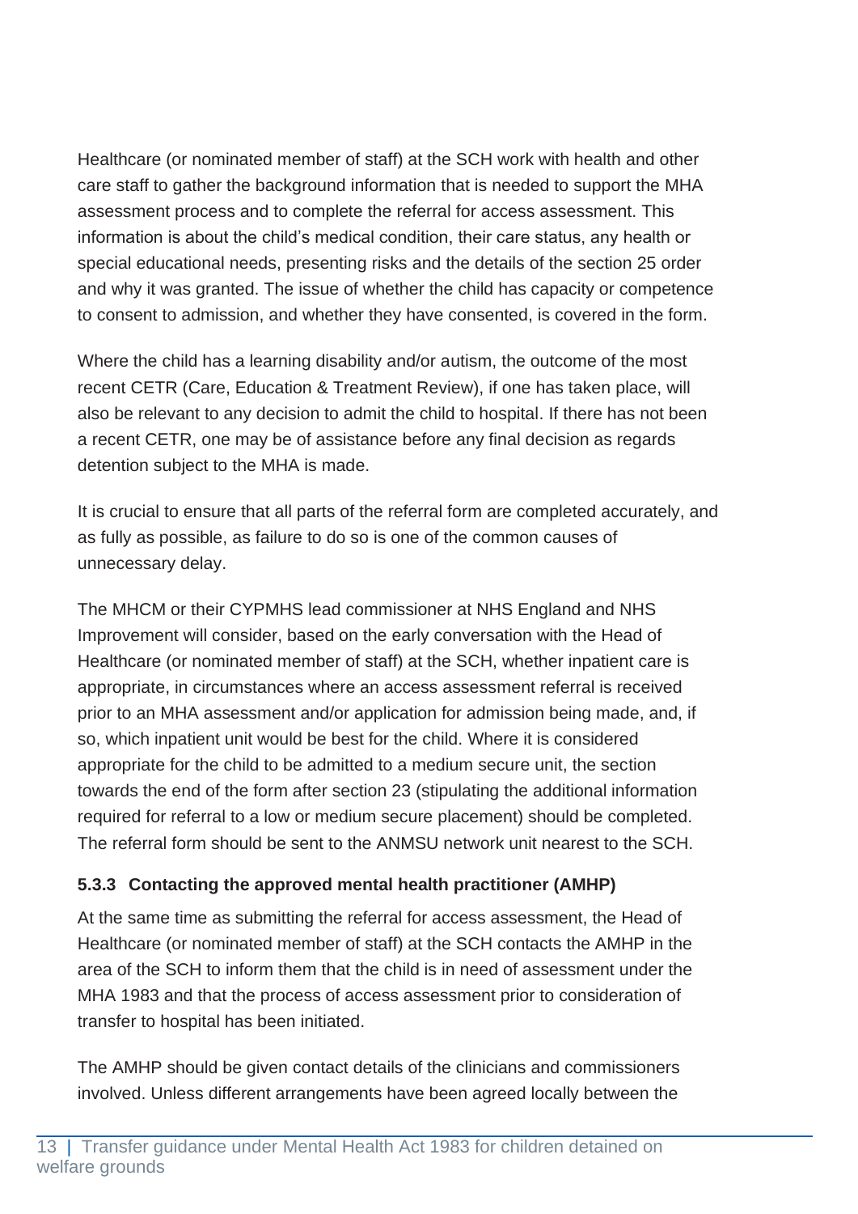Healthcare (or nominated member of staff) at the SCH work with health and other care staff to gather the background information that is needed to support the MHA assessment process and to complete the referral for access assessment. This information is about the child's medical condition, their care status, any health or special educational needs, presenting risks and the details of the section 25 order and why it was granted. The issue of whether the child has capacity or competence to consent to admission, and whether they have consented, is covered in the form.

Where the child has a learning disability and/or autism, the outcome of the most recent CETR (Care, Education & Treatment Review), if one has taken place, will also be relevant to any decision to admit the child to hospital. If there has not been a recent CETR, one may be of assistance before any final decision as regards detention subject to the MHA is made.

It is crucial to ensure that all parts of the referral form are completed accurately, and as fully as possible, as failure to do so is one of the common causes of unnecessary delay.

The MHCM or their CYPMHS lead commissioner at NHS England and NHS Improvement will consider, based on the early conversation with the Head of Healthcare (or nominated member of staff) at the SCH, whether inpatient care is appropriate, in circumstances where an access assessment referral is received prior to an MHA assessment and/or application for admission being made, and, if so, which inpatient unit would be best for the child. Where it is considered appropriate for the child to be admitted to a medium secure unit, the section towards the end of the form after section 23 (stipulating the additional information required for referral to a low or medium secure placement) should be completed. The referral form should be sent to the ANMSU network unit nearest to the SCH.

#### 5.3.3 Contacting the approved mental health practitioner (AMHP)

At the same time as submitting the referral for access assessment, the Head of Healthcare (or nominated member of staff) at the SCH contacts the AMHP in the area of the SCH to inform them that the child is in need of assessment under the MHA 1983 and that the process of access assessment prior to consideration of transfer to hospital has been initiated.

The AMHP should be given contact details of the clinicians and commissioners involved. Unless different arrangements have been agreed locally between the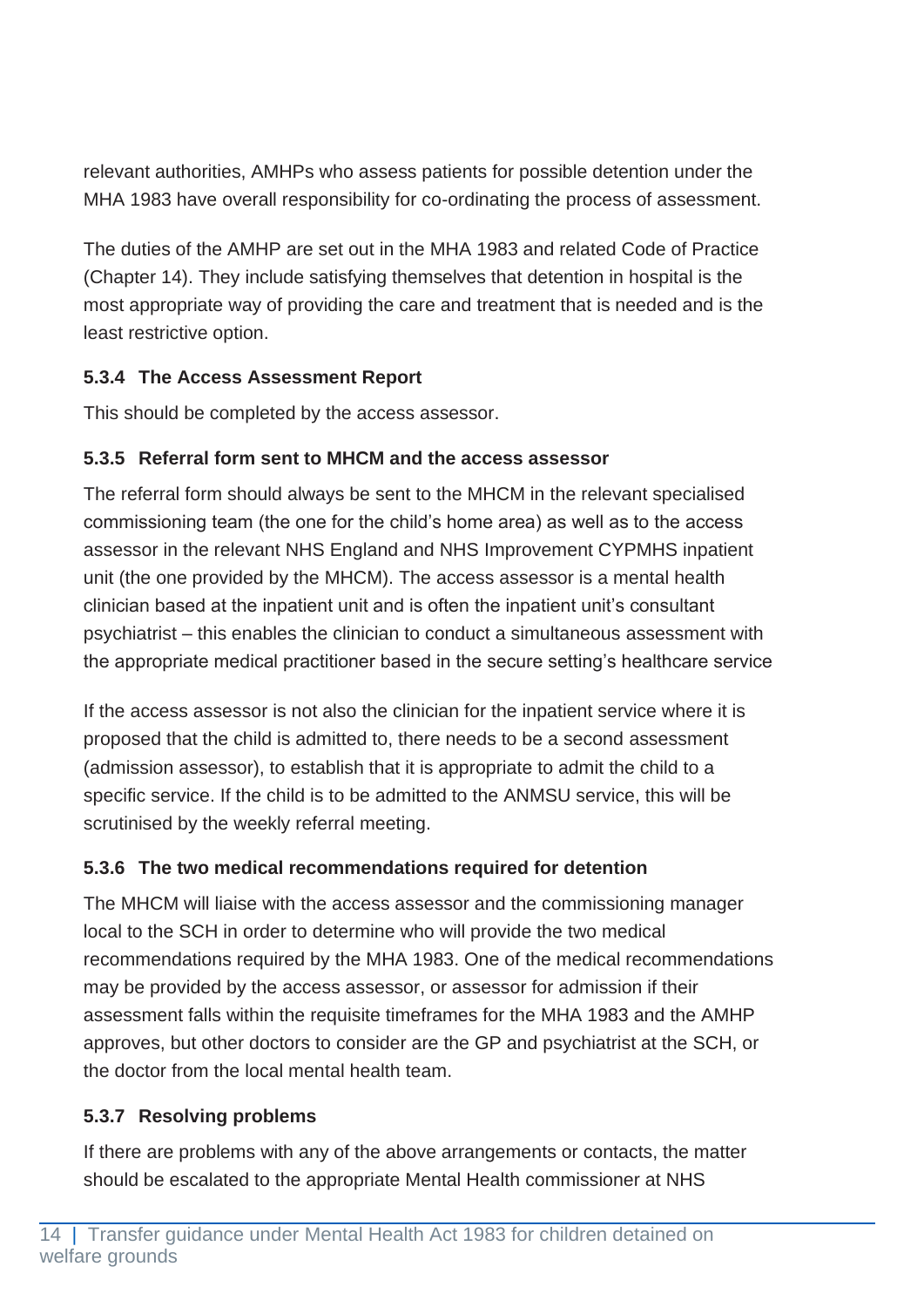relevant authorities, AMHPs who assess patients for possible detention under the MHA 1983 have overall responsibility for co-ordinating the process of assessment.

The duties of the AMHP are set out in the MHA 1983 and related Code of Practice (Chapter 14). They include satisfying themselves that detention in hospital is the most appropriate way of providing the care and treatment that is needed and is the least restrictive option.

#### 5.3.4 The Access Assessment Report

This should be completed by the access assessor.

#### 5.3.5 Referral form sent to MHCM and the access assessor

The referral form should always be sent to the MHCM in the relevant specialised commissioning team (the one for the child's home area) as well as to the access assessor in the relevant NHS England and NHS Improvement CYPMHS inpatient unit (the one provided by the MHCM). The access assessor is a mental health clinician based at the inpatient unit and is often the inpatient unit's consultant psychiatrist – this enables the clinician to conduct a simultaneous assessment with the appropriate medical practitioner based in the secure setting's healthcare service

If the access assessor is not also the clinician for the inpatient service where it is proposed that the child is admitted to, there needs to be a second assessment (admission assessor), to establish that it is appropriate to admit the child to a specific service. If the child is to be admitted to the ANMSU service, this will be scrutinised by the weekly referral meeting.

#### 5.3.6 The two medical recommendations required for detention

The MHCM will liaise with the access assessor and the commissioning manager local to the SCH in order to determine who will provide the two medical recommendations required by the MHA 1983. One of the medical recommendations may be provided by the access assessor, or assessor for admission if their assessment falls within the requisite timeframes for the MHA 1983 and the AMHP approves, but other doctors to consider are the GP and psychiatrist at the SCH, or the doctor from the local mental health team.

#### 5.3.7 Resolving problems

If there are problems with any of the above arrangements or contacts, the matter should be escalated to the appropriate Mental Health commissioner at NHS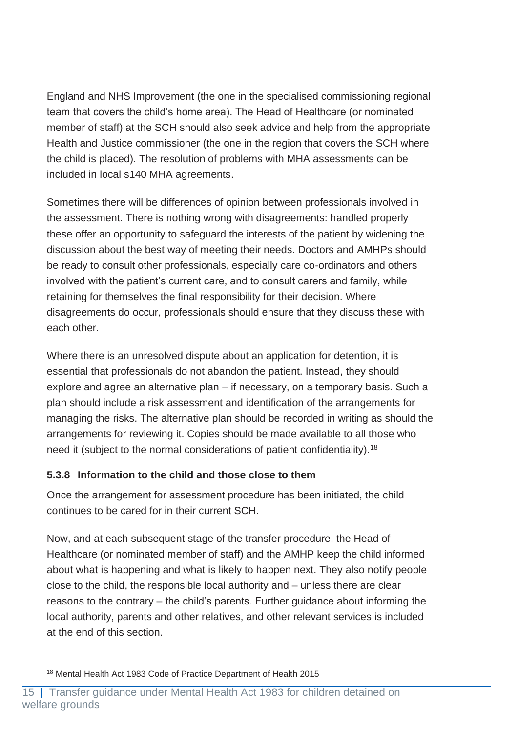England and NHS Improvement (the one in the specialised commissioning regional team that covers the child's home area). The Head of Healthcare (or nominated member of staff) at the SCH should also seek advice and help from the appropriate Health and Justice commissioner (the one in the region that covers the SCH where the child is placed). The resolution of problems with MHA assessments can be included in local s140 MHA agreements.

Sometimes there will be differences of opinion between professionals involved in the assessment. There is nothing wrong with disagreements: handled properly these offer an opportunity to safeguard the interests of the patient by widening the discussion about the best way of meeting their needs. Doctors and AMHPs should be ready to consult other professionals, especially care co-ordinators and others involved with the patient's current care, and to consult carers and family, while retaining for themselves the final responsibility for their decision. Where disagreements do occur, professionals should ensure that they discuss these with each other.

Where there is an unresolved dispute about an application for detention, it is essential that professionals do not abandon the patient. Instead, they should explore and agree an alternative plan – if necessary, on a temporary basis. Such a plan should include a risk assessment and identification of the arrangements for managing the risks. The alternative plan should be recorded in writing as should the arrangements for reviewing it. Copies should be made available to all those who need it (subject to the normal considerations of patient confidentiality).[18]

### 5.3.8 Information to the child and those close to them

Once the arrangement for assessment procedure has been initiated, the child continues to be cared for in their current SCH.

Now, and at each subsequent stage of the transfer procedure, the Head of Healthcare (or nominated member of staff) and the AMHP keep the child informed about what is happening and what is likely to happen next. They also notify people close to the child, the responsible local authority and – unless there are clear reasons to the contrary – the child's parents. Further guidance about informing the local authority, parents and other relatives, and other relevant services is included at the end of this section.

[18] Mental Health Act 1983 Code of Practice Department of Health 2015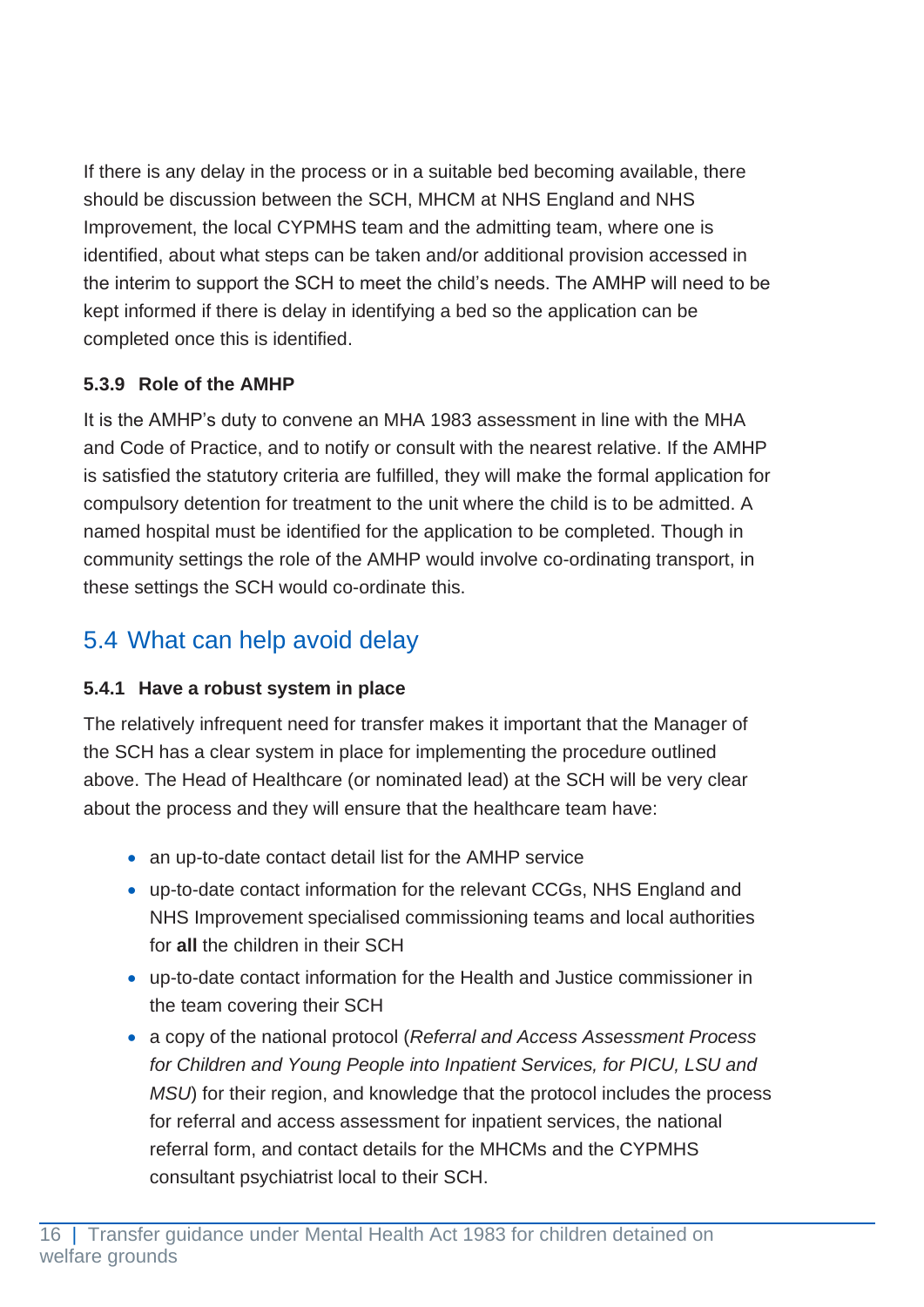If there is any delay in the process or in a suitable bed becoming available, there should be discussion between the SCH, MHCM at NHS England and NHS Improvement, the local CYPMHS team and the admitting team, where one is identified, about what steps can be taken and/or additional provision accessed in the interim to support the SCH to meet the child's needs. The AMHP will need to be kept informed if there is delay in identifying a bed so the application can be completed once this is identified.

#### 5.3.9 Role of the AMHP

It is the AMHP's duty to convene an MHA 1983 assessment in line with the MHA and Code of Practice, and to notify or consult with the nearest relative. If the AMHP is satisfied the statutory criteria are fulfilled, they will make the formal application for compulsory detention for treatment to the unit where the child is to be admitted. A named hospital must be identified for the application to be completed. Though in community settings the role of the AMHP would involve co-ordinating transport, in these settings the SCH would co-ordinate this.

## 5.4 What can help avoid delay

#### 5.4.1 Have a robust system in place

The relatively infrequent need for transfer makes it important that the Manager of the SCH has a clear system in place for implementing the procedure outlined above. The Head of Healthcare (or nominated lead) at the SCH will be very clear about the process and they will ensure that the healthcare team have:

- an up-to-date contact detail list for the AMHP service
- up-to-date contact information for the relevant CCGs, NHS England and NHS Improvement specialised commissioning teams and local authorities for **all** the children in their SCH
- up-to-date contact information for the Health and Justice commissioner in the team covering their SCH
- a copy of the national protocol (*Referral and Access Assessment Process for Children and Young People into Inpatient Services, for PICU, LSU and MSU*) for their region, and knowledge that the protocol includes the process for referral and access assessment for inpatient services, the national referral form, and contact details for the MHCMs and the CYPMHS consultant psychiatrist local to their SCH.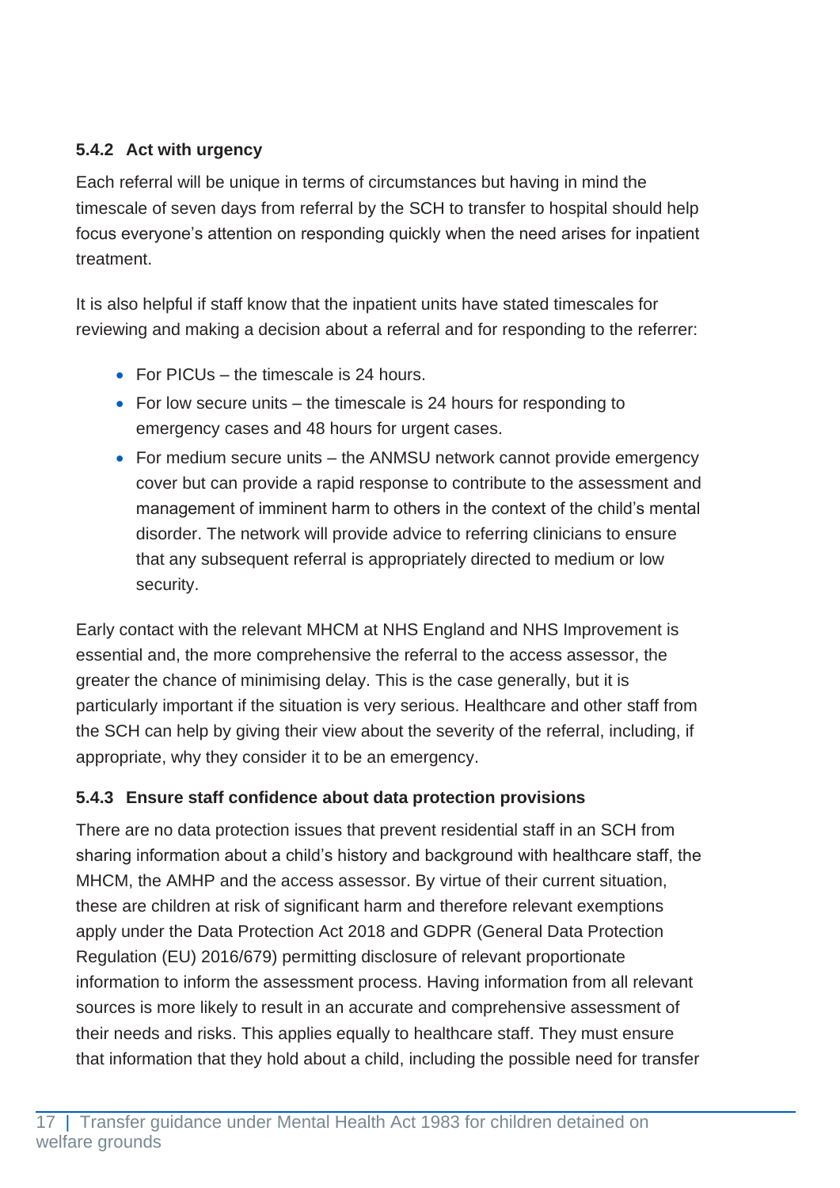#### 5.4.2 Act with urgency

Each referral will be unique in terms of circumstances but having in mind the timescale of seven days from referral by the SCH to transfer to hospital should help focus everyone's attention on responding quickly when the need arises for inpatient treatment.

It is also helpful if staff know that the inpatient units have stated timescales for reviewing and making a decision about a referral and for responding to the referrer:

- For PICUs – the timescale is 24 hours.
- For low secure units – the timescale is 24 hours for responding to emergency cases and 48 hours for urgent cases.
- For medium secure units – the ANMSU network cannot provide emergency cover but can provide a rapid response to contribute to the assessment and management of imminent harm to others in the context of the child's mental disorder. The network will provide advice to referring clinicians to ensure that any subsequent referral is appropriately directed to medium or low security.

Early contact with the relevant MHCM at NHS England and NHS Improvement is essential and, the more comprehensive the referral to the access assessor, the greater the chance of minimising delay. This is the case generally, but it is particularly important if the situation is very serious. Healthcare and other staff from the SCH can help by giving their view about the severity of the referral, including, if appropriate, why they consider it to be an emergency.

#### 5.4.3 Ensure staff confidence about data protection provisions

There are no data protection issues that prevent residential staff in an SCH from sharing information about a child's history and background with healthcare staff, the MHCM, the AMHP and the access assessor. By virtue of their current situation, these are children at risk of significant harm and therefore relevant exemptions apply under the Data Protection Act 2018 and GDPR (General Data Protection Regulation (EU) 2016/679) permitting disclosure of relevant proportionate information to inform the assessment process. Having information from all relevant sources is more likely to result in an accurate and comprehensive assessment of their needs and risks. This applies equally to healthcare staff. They must ensure that information that they hold about a child, including the possible need for transfer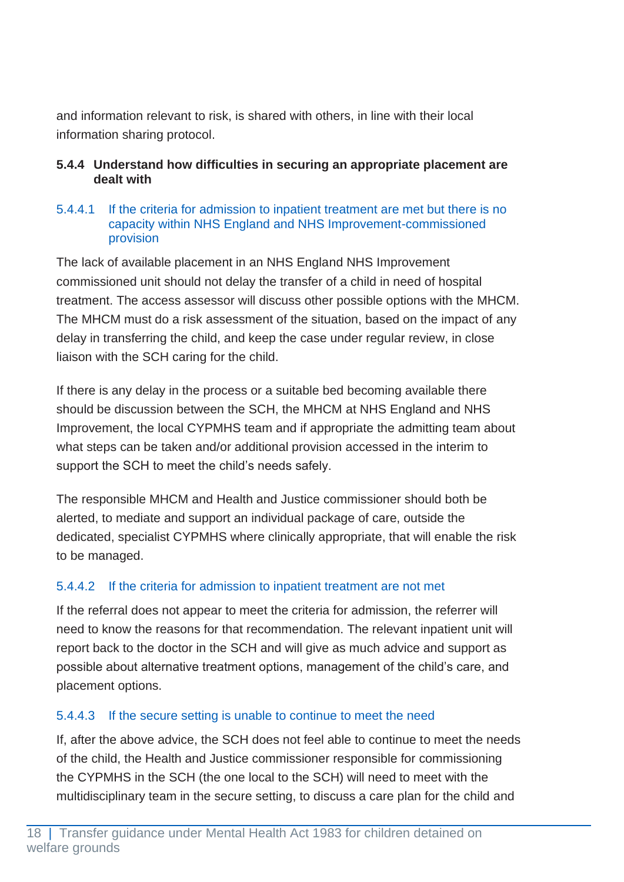and information relevant to risk, is shared with others, in line with their local information sharing protocol.

### 5.4.4 Understand how difficulties in securing an appropriate placement are dealt with

#### 5.4.4.1 If the criteria for admission to inpatient treatment are met but there is no capacity within NHS England and NHS Improvement-commissioned provision

The lack of available placement in an NHS England NHS Improvement commissioned unit should not delay the transfer of a child in need of hospital treatment. The access assessor will discuss other possible options with the MHCM. The MHCM must do a risk assessment of the situation, based on the impact of any delay in transferring the child, and keep the case under regular review, in close liaison with the SCH caring for the child.

If there is any delay in the process or a suitable bed becoming available there should be discussion between the SCH, the MHCM at NHS England and NHS Improvement, the local CYPMHS team and if appropriate the admitting team about what steps can be taken and/or additional provision accessed in the interim to support the SCH to meet the child's needs safely.

The responsible MHCM and Health and Justice commissioner should both be alerted, to mediate and support an individual package of care, outside the dedicated, specialist CYPMHS where clinically appropriate, that will enable the risk to be managed.

#### 5.4.4.2 If the criteria for admission to inpatient treatment are not met

If the referral does not appear to meet the criteria for admission, the referrer will need to know the reasons for that recommendation. The relevant inpatient unit will report back to the doctor in the SCH and will give as much advice and support as possible about alternative treatment options, management of the child's care, and placement options.

#### 5.4.4.3 If the secure setting is unable to continue to meet the need

If, after the above advice, the SCH does not feel able to continue to meet the needs of the child, the Health and Justice commissioner responsible for commissioning the CYPMHS in the SCH (the one local to the SCH) will need to meet with the multidisciplinary team in the secure setting, to discuss a care plan for the child and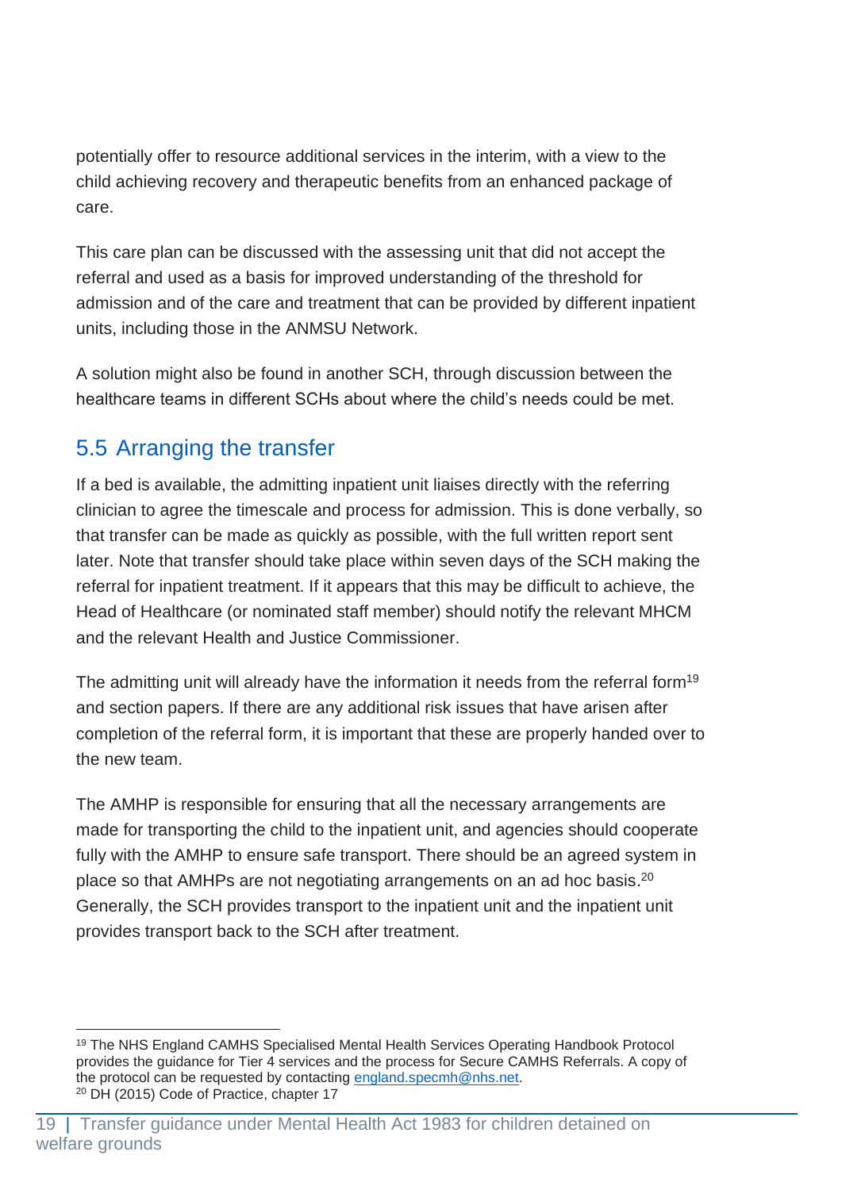potentially offer to resource additional services in the interim, with a view to the child achieving recovery and therapeutic benefits from an enhanced package of care.

This care plan can be discussed with the assessing unit that did not accept the referral and used as a basis for improved understanding of the threshold for admission and of the care and treatment that can be provided by different inpatient units, including those in the ANMSU Network.

A solution might also be found in another SCH, through discussion between the healthcare teams in different SCHs about where the child's needs could be met.

## 5.5 Arranging the transfer

If a bed is available, the admitting inpatient unit liaises directly with the referring clinician to agree the timescale and process for admission. This is done verbally, so that transfer can be made as quickly as possible, with the full written report sent later. Note that transfer should take place within seven days of the SCH making the referral for inpatient treatment. If it appears that this may be difficult to achieve, the Head of Healthcare (or nominated staff member) should notify the relevant MHCM and the relevant Health and Justice Commissioner.

The admitting unit will already have the information it needs from the referral form[19] and section papers. If there are any additional risk issues that have arisen after completion of the referral form, it is important that these are properly handed over to the new team.

The AMHP is responsible for ensuring that all the necessary arrangements are made for transporting the child to the inpatient unit, and agencies should cooperate fully with the AMHP to ensure safe transport. There should be an agreed system in place so that AMHPs are not negotiating arrangements on an ad hoc basis.[20] Generally, the SCH provides transport to the inpatient unit and the inpatient unit provides transport back to the SCH after treatment.

---

[19] The NHS England CAMHS Specialised Mental Health Services Operating Handbook Protocol provides the guidance for Tier 4 services and the process for Secure CAMHS Referrals. A copy of the protocol can be requested by contacting england.specmh@nhs.net.

[20] DH (2015) Code of Practice, chapter 17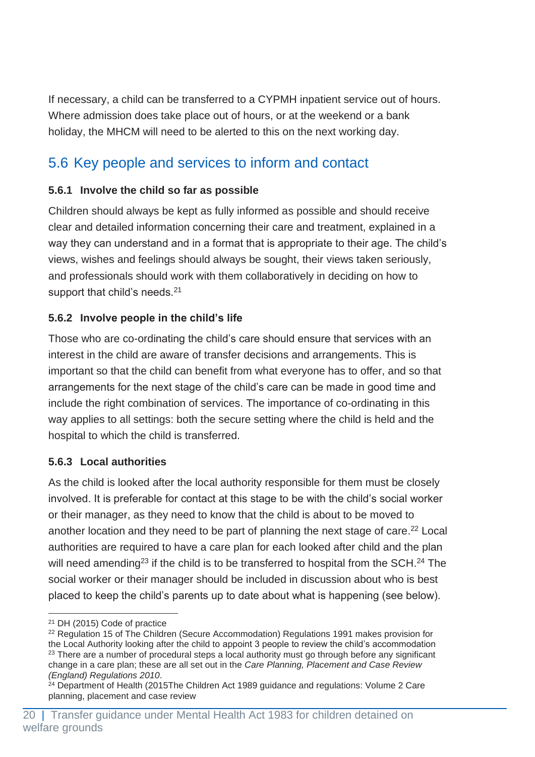If necessary, a child can be transferred to a CYPMH inpatient service out of hours. Where admission does take place out of hours, or at the weekend or a bank holiday, the MHCM will need to be alerted to this on the next working day.

## 5.6 Key people and services to inform and contact

### 5.6.1 Involve the child so far as possible

Children should always be kept as fully informed as possible and should receive clear and detailed information concerning their care and treatment, explained in a way they can understand and in a format that is appropriate to their age. The child's views, wishes and feelings should always be sought, their views taken seriously, and professionals should work with them collaboratively in deciding on how to support that child's needs.[21]

### 5.6.2 Involve people in the child's life

Those who are co-ordinating the child's care should ensure that services with an interest in the child are aware of transfer decisions and arrangements. This is important so that the child can benefit from what everyone has to offer, and so that arrangements for the next stage of the child's care can be made in good time and include the right combination of services. The importance of co-ordinating in this way applies to all settings: both the secure setting where the child is held and the hospital to which the child is transferred.

### 5.6.3 Local authorities

As the child is looked after the local authority responsible for them must be closely involved. It is preferable for contact at this stage to be with the child's social worker or their manager, as they need to know that the child is about to be moved to another location and they need to be part of planning the next stage of care.[22] Local authorities are required to have a care plan for each looked after child and the plan will need amending[23] if the child is to be transferred to hospital from the SCH.[24] The social worker or their manager should be included in discussion about who is best placed to keep the child's parents up to date about what is happening (see below).

---

[21] DH (2015) Code of practice

[22] Regulation 15 of The Children (Secure Accommodation) Regulations 1991 makes provision for the Local Authority looking after the child to appoint 3 people to review the child's accommodation

[23] There are a number of procedural steps a local authority must go through before any significant change in a care plan; these are all set out in the *Care Planning, Placement and Case Review (England) Regulations 2010*.

[24] Department of Health (2015The Children Act 1989 guidance and regulations: Volume 2 Care planning, placement and case review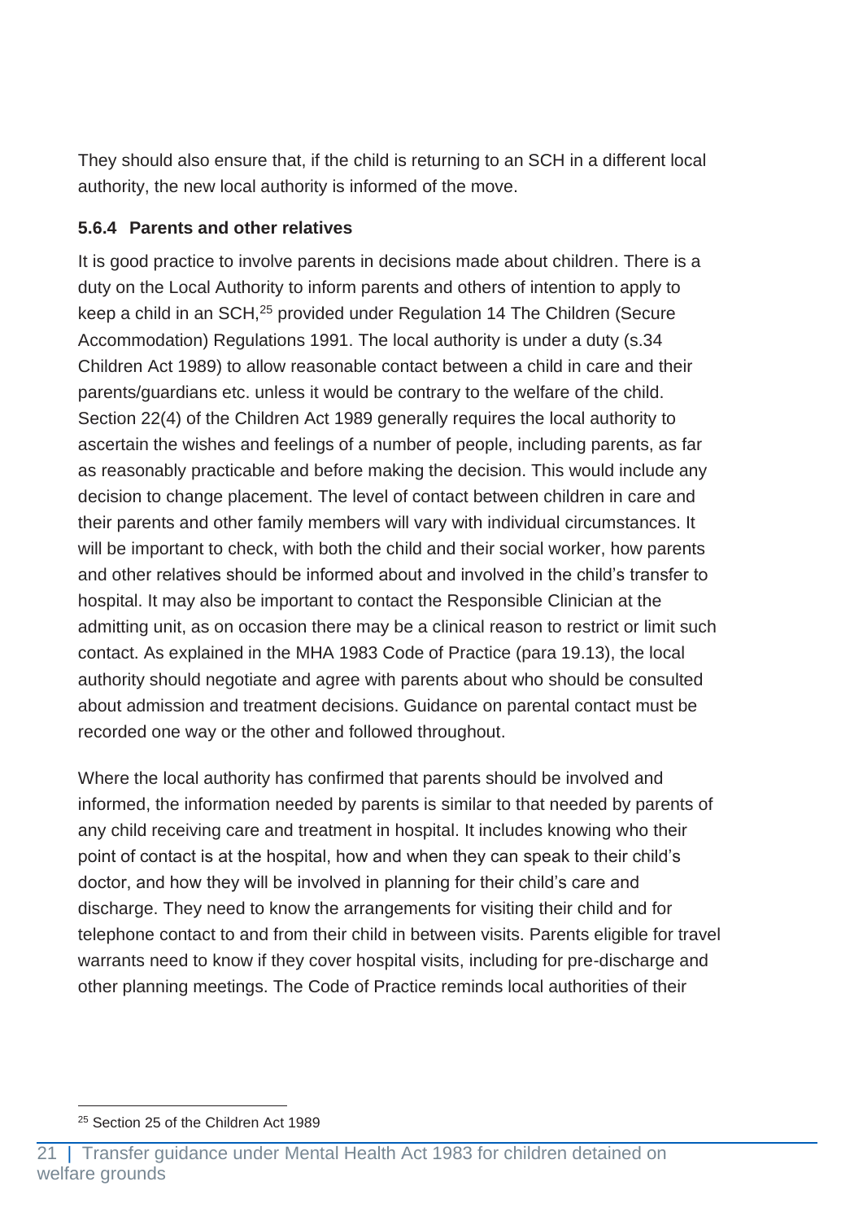They should also ensure that, if the child is returning to an SCH in a different local authority, the new local authority is informed of the move.

#### 5.6.4 Parents and other relatives

It is good practice to involve parents in decisions made about children. There is a duty on the Local Authority to inform parents and others of intention to apply to keep a child in an SCH,[25] provided under Regulation 14 The Children (Secure Accommodation) Regulations 1991. The local authority is under a duty (s.34 Children Act 1989) to allow reasonable contact between a child in care and their parents/guardians etc. unless it would be contrary to the welfare of the child. Section 22(4) of the Children Act 1989 generally requires the local authority to ascertain the wishes and feelings of a number of people, including parents, as far as reasonably practicable and before making the decision. This would include any decision to change placement. The level of contact between children in care and their parents and other family members will vary with individual circumstances. It will be important to check, with both the child and their social worker, how parents and other relatives should be informed about and involved in the child's transfer to hospital. It may also be important to contact the Responsible Clinician at the admitting unit, as on occasion there may be a clinical reason to restrict or limit such contact. As explained in the MHA 1983 Code of Practice (para 19.13), the local authority should negotiate and agree with parents about who should be consulted about admission and treatment decisions. Guidance on parental contact must be recorded one way or the other and followed throughout.

Where the local authority has confirmed that parents should be involved and informed, the information needed by parents is similar to that needed by parents of any child receiving care and treatment in hospital. It includes knowing who their point of contact is at the hospital, how and when they can speak to their child's doctor, and how they will be involved in planning for their child's care and discharge. They need to know the arrangements for visiting their child and for telephone contact to and from their child in between visits. Parents eligible for travel warrants need to know if they cover hospital visits, including for pre-discharge and other planning meetings. The Code of Practice reminds local authorities of their

[25] Section 25 of the Children Act 1989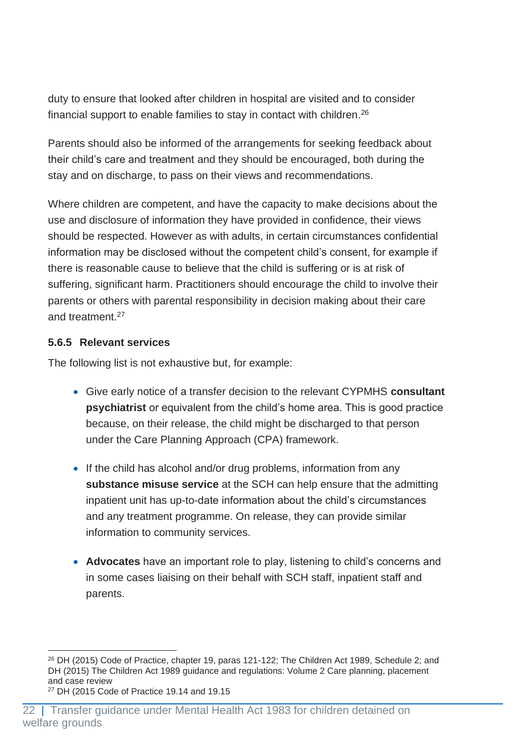duty to ensure that looked after children in hospital are visited and to consider financial support to enable families to stay in contact with children.[26]

Parents should also be informed of the arrangements for seeking feedback about their child's care and treatment and they should be encouraged, both during the stay and on discharge, to pass on their views and recommendations.

Where children are competent, and have the capacity to make decisions about the use and disclosure of information they have provided in confidence, their views should be respected. However as with adults, in certain circumstances confidential information may be disclosed without the competent child's consent, for example if there is reasonable cause to believe that the child is suffering or is at risk of suffering, significant harm. Practitioners should encourage the child to involve their parents or others with parental responsibility in decision making about their care and treatment.[27]

### 5.6.5 Relevant services

The following list is not exhaustive but, for example:

- Give early notice of a transfer decision to the relevant CYPMHS **consultant psychiatrist** or equivalent from the child's home area. This is good practice because, on their release, the child might be discharged to that person under the Care Planning Approach (CPA) framework.
- If the child has alcohol and/or drug problems, information from any **substance misuse service** at the SCH can help ensure that the admitting inpatient unit has up-to-date information about the child's circumstances and any treatment programme. On release, they can provide similar information to community services.
- **Advocates** have an important role to play, listening to child's concerns and in some cases liaising on their behalf with SCH staff, inpatient staff and parents.

---

[26] DH (2015) Code of Practice, chapter 19, paras 121-122; The Children Act 1989, Schedule 2; and DH (2015) The Children Act 1989 guidance and regulations: Volume 2 Care planning, placement and case review

[27] DH (2015 Code of Practice 19.14 and 19.15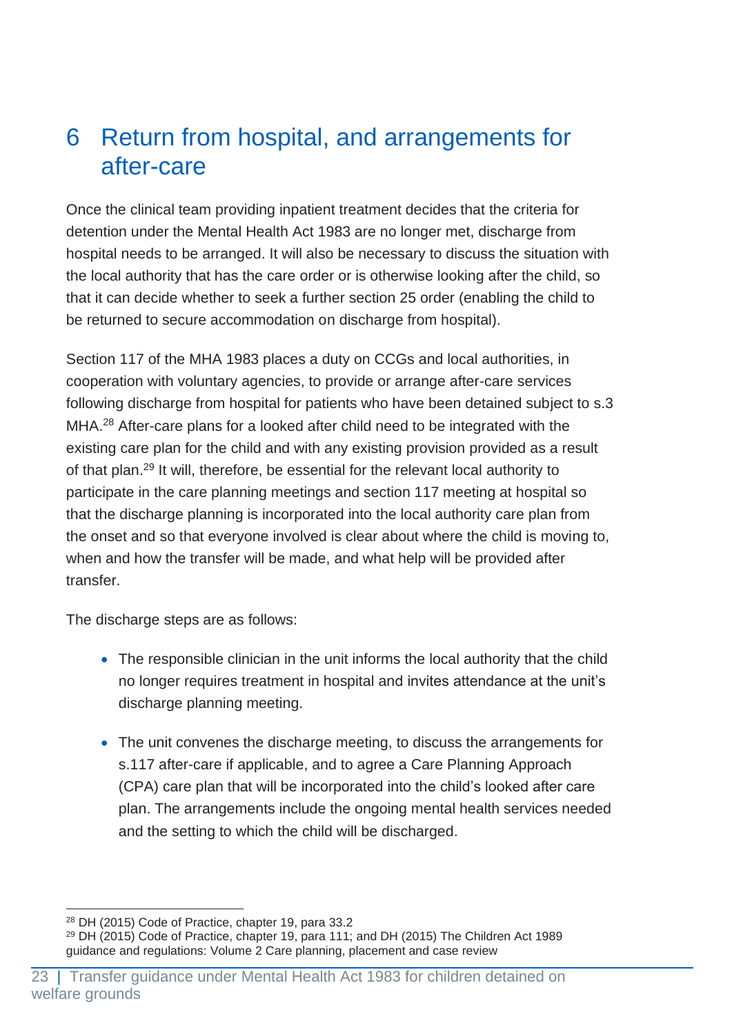# 6 Return from hospital, and arrangements for after-care

Once the clinical team providing inpatient treatment decides that the criteria for detention under the Mental Health Act 1983 are no longer met, discharge from hospital needs to be arranged. It will also be necessary to discuss the situation with the local authority that has the care order or is otherwise looking after the child, so that it can decide whether to seek a further section 25 order (enabling the child to be returned to secure accommodation on discharge from hospital).

Section 117 of the MHA 1983 places a duty on CCGs and local authorities, in cooperation with voluntary agencies, to provide or arrange after-care services following discharge from hospital for patients who have been detained subject to s.3 MHA.[28] After-care plans for a looked after child need to be integrated with the existing care plan for the child and with any existing provision provided as a result of that plan.[29] It will, therefore, be essential for the relevant local authority to participate in the care planning meetings and section 117 meeting at hospital so that the discharge planning is incorporated into the local authority care plan from the onset and so that everyone involved is clear about where the child is moving to, when and how the transfer will be made, and what help will be provided after transfer.

The discharge steps are as follows:

- The responsible clinician in the unit informs the local authority that the child no longer requires treatment in hospital and invites attendance at the unit's discharge planning meeting.
- The unit convenes the discharge meeting, to discuss the arrangements for s.117 after-care if applicable, and to agree a Care Planning Approach (CPA) care plan that will be incorporated into the child's looked after care plan. The arrangements include the ongoing mental health services needed and the setting to which the child will be discharged.

[28] DH (2015) Code of Practice, chapter 19, para 33.2

[29] DH (2015) Code of Practice, chapter 19, para 111; and DH (2015) The Children Act 1989 guidance and regulations: Volume 2 Care planning, placement and case review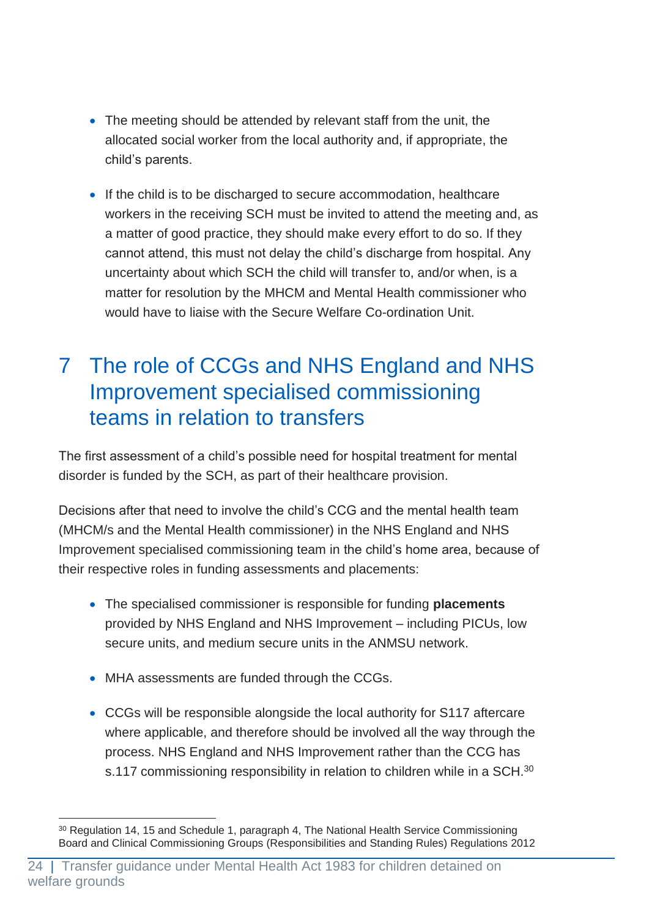- The meeting should be attended by relevant staff from the unit, the allocated social worker from the local authority and, if appropriate, the child's parents.

- If the child is to be discharged to secure accommodation, healthcare workers in the receiving SCH must be invited to attend the meeting and, as a matter of good practice, they should make every effort to do so. If they cannot attend, this must not delay the child's discharge from hospital. Any uncertainty about which SCH the child will transfer to, and/or when, is a matter for resolution by the MHCM and Mental Health commissioner who would have to liaise with the Secure Welfare Co-ordination Unit.

# 7 The role of CCGs and NHS England and NHS Improvement specialised commissioning teams in relation to transfers

The first assessment of a child's possible need for hospital treatment for mental disorder is funded by the SCH, as part of their healthcare provision.

Decisions after that need to involve the child's CCG and the mental health team (MHCM/s and the Mental Health commissioner) in the NHS England and NHS Improvement specialised commissioning team in the child's home area, because of their respective roles in funding assessments and placements:

- The specialised commissioner is responsible for funding **placements** provided by NHS England and NHS Improvement – including PICUs, low secure units, and medium secure units in the ANMSU network.

- MHA assessments are funded through the CCGs.

- CCGs will be responsible alongside the local authority for S117 aftercare where applicable, and therefore should be involved all the way through the process. NHS England and NHS Improvement rather than the CCG has s.117 commissioning responsibility in relation to children while in a SCH.[30]

[30] Regulation 14, 15 and Schedule 1, paragraph 4, The National Health Service Commissioning Board and Clinical Commissioning Groups (Responsibilities and Standing Rules) Regulations 2012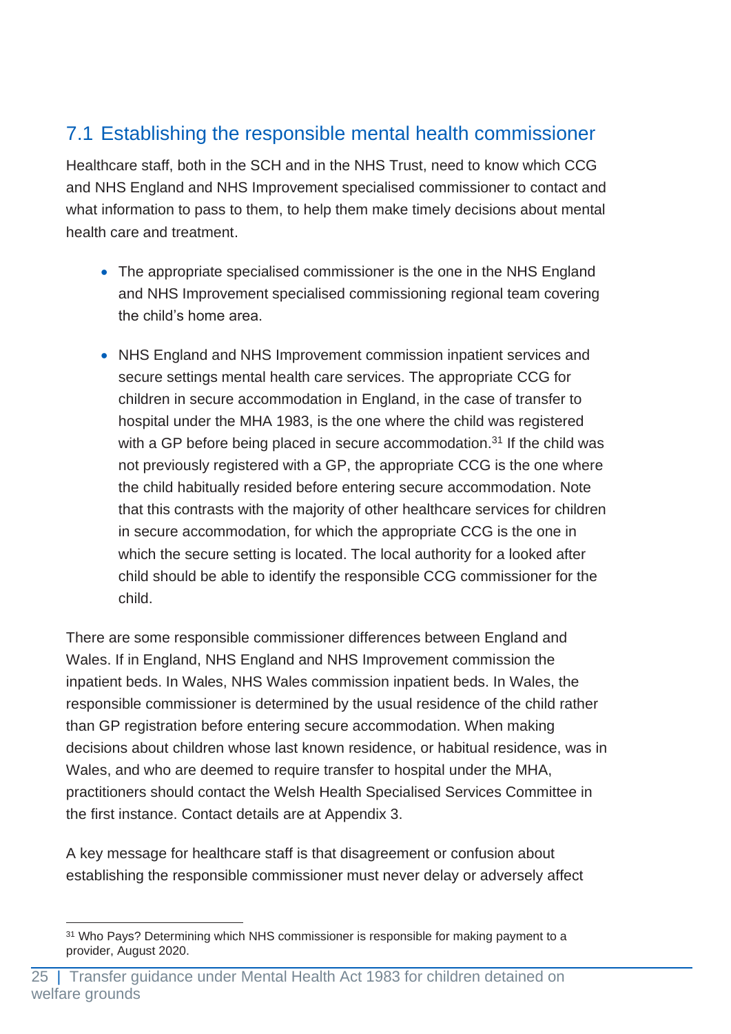## 7.1 Establishing the responsible mental health commissioner

Healthcare staff, both in the SCH and in the NHS Trust, need to know which CCG and NHS England and NHS Improvement specialised commissioner to contact and what information to pass to them, to help them make timely decisions about mental health care and treatment.

- The appropriate specialised commissioner is the one in the NHS England and NHS Improvement specialised commissioning regional team covering the child's home area.
- NHS England and NHS Improvement commission inpatient services and secure settings mental health care services. The appropriate CCG for children in secure accommodation in England, in the case of transfer to hospital under the MHA 1983, is the one where the child was registered with a GP before being placed in secure accommodation.[31] If the child was not previously registered with a GP, the appropriate CCG is the one where the child habitually resided before entering secure accommodation. Note that this contrasts with the majority of other healthcare services for children in secure accommodation, for which the appropriate CCG is the one in which the secure setting is located. The local authority for a looked after child should be able to identify the responsible CCG commissioner for the child.

There are some responsible commissioner differences between England and Wales. If in England, NHS England and NHS Improvement commission the inpatient beds. In Wales, NHS Wales commission inpatient beds. In Wales, the responsible commissioner is determined by the usual residence of the child rather than GP registration before entering secure accommodation. When making decisions about children whose last known residence, or habitual residence, was in Wales, and who are deemed to require transfer to hospital under the MHA, practitioners should contact the Welsh Health Specialised Services Committee in the first instance. Contact details are at Appendix 3.

A key message for healthcare staff is that disagreement or confusion about establishing the responsible commissioner must never delay or adversely affect

[31] Who Pays? Determining which NHS commissioner is responsible for making payment to a provider, August 2020.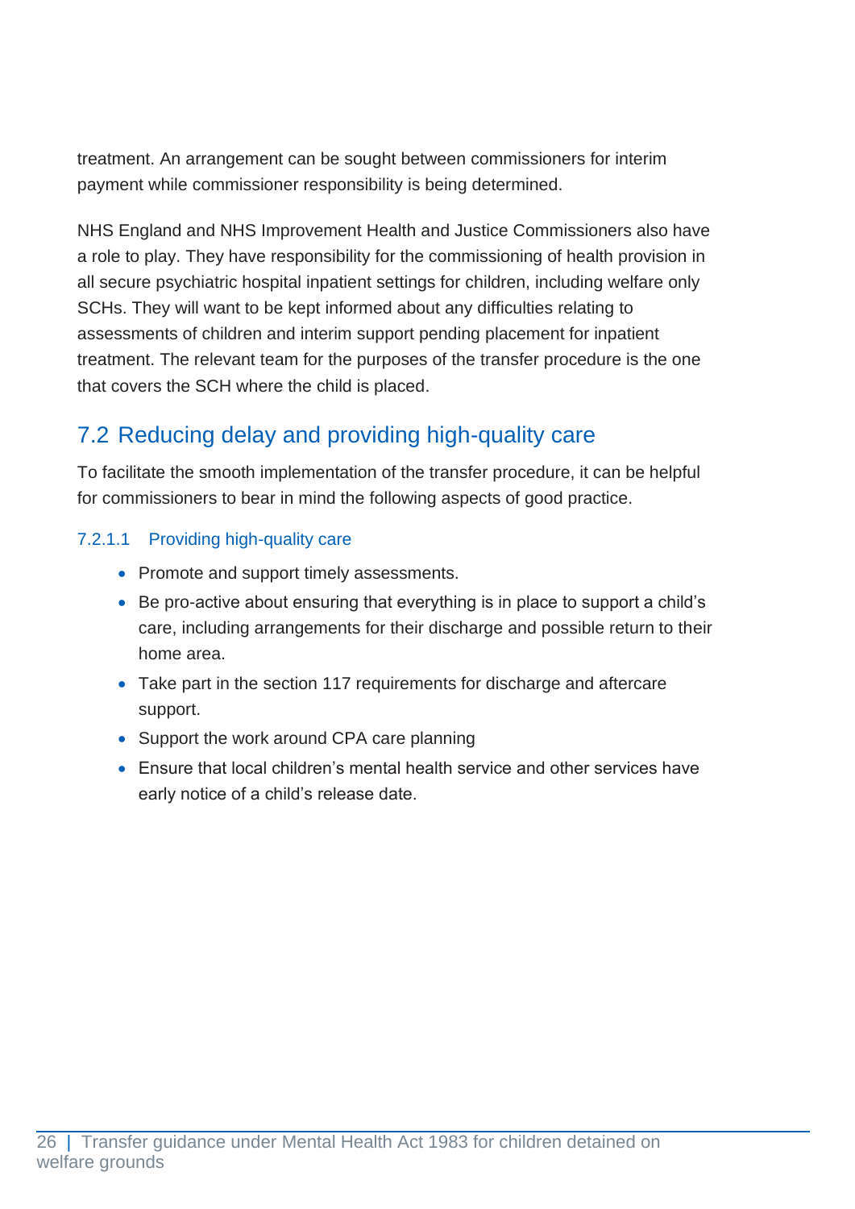treatment. An arrangement can be sought between commissioners for interim payment while commissioner responsibility is being determined.

NHS England and NHS Improvement Health and Justice Commissioners also have a role to play. They have responsibility for the commissioning of health provision in all secure psychiatric hospital inpatient settings for children, including welfare only SCHs. They will want to be kept informed about any difficulties relating to assessments of children and interim support pending placement for inpatient treatment. The relevant team for the purposes of the transfer procedure is the one that covers the SCH where the child is placed.

## 7.2 Reducing delay and providing high-quality care

To facilitate the smooth implementation of the transfer procedure, it can be helpful for commissioners to bear in mind the following aspects of good practice.

#### 7.2.1.1 Providing high-quality care

- Promote and support timely assessments.
- Be pro-active about ensuring that everything is in place to support a child's care, including arrangements for their discharge and possible return to their home area.
- Take part in the section 117 requirements for discharge and aftercare support.
- Support the work around CPA care planning
- Ensure that local children's mental health service and other services have early notice of a child's release date.